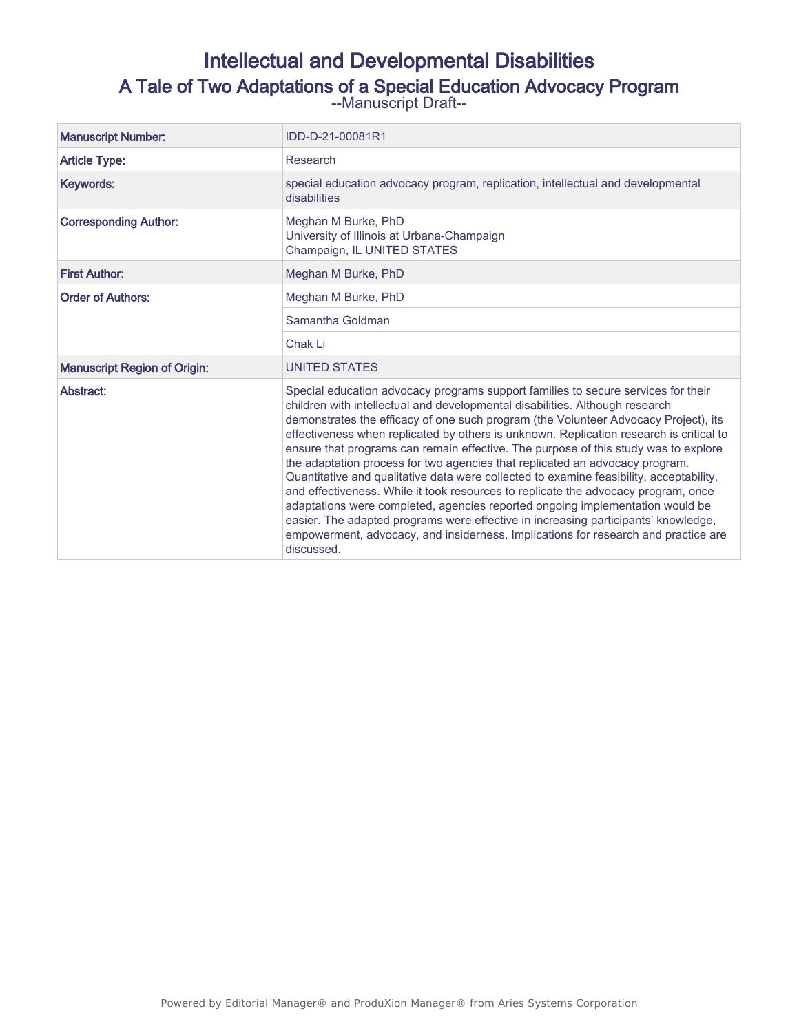# Intellectual and Developmental Disabilities

## A Tale of Two Adaptations of a Special Education Advocacy Program

--Manuscript Draft--

| | |
|---|---|
| **Manuscript Number:** | IDD-D-21-00081R1 |
| **Article Type:** | Research |
| **Keywords:** | special education advocacy program, replication, intellectual and developmental disabilities |
| **Corresponding Author:** | Meghan M Burke, PhD<br>University of Illinois at Urbana-Champaign<br>Champaign, IL UNITED STATES |
| **First Author:** | Meghan M Burke, PhD |
| **Order of Authors:** | Meghan M Burke, PhD |
| | Samantha Goldman |
| | Chak Li |
| **Manuscript Region of Origin:** | UNITED STATES |
| **Abstract:** | Special education advocacy programs support families to secure services for their children with intellectual and developmental disabilities. Although research demonstrates the efficacy of one such program (the Volunteer Advocacy Project), its effectiveness when replicated by others is unknown. Replication research is critical to ensure that programs can remain effective. The purpose of this study was to explore the adaptation process for two agencies that replicated an advocacy program. Quantitative and qualitative data were collected to examine feasibility, acceptability, and effectiveness. While it took resources to replicate the advocacy program, once adaptations were completed, agencies reported ongoing implementation would be easier. The adapted programs were effective in increasing participants' knowledge, empowerment, advocacy, and insiderness. Implications for research and practice are discussed. |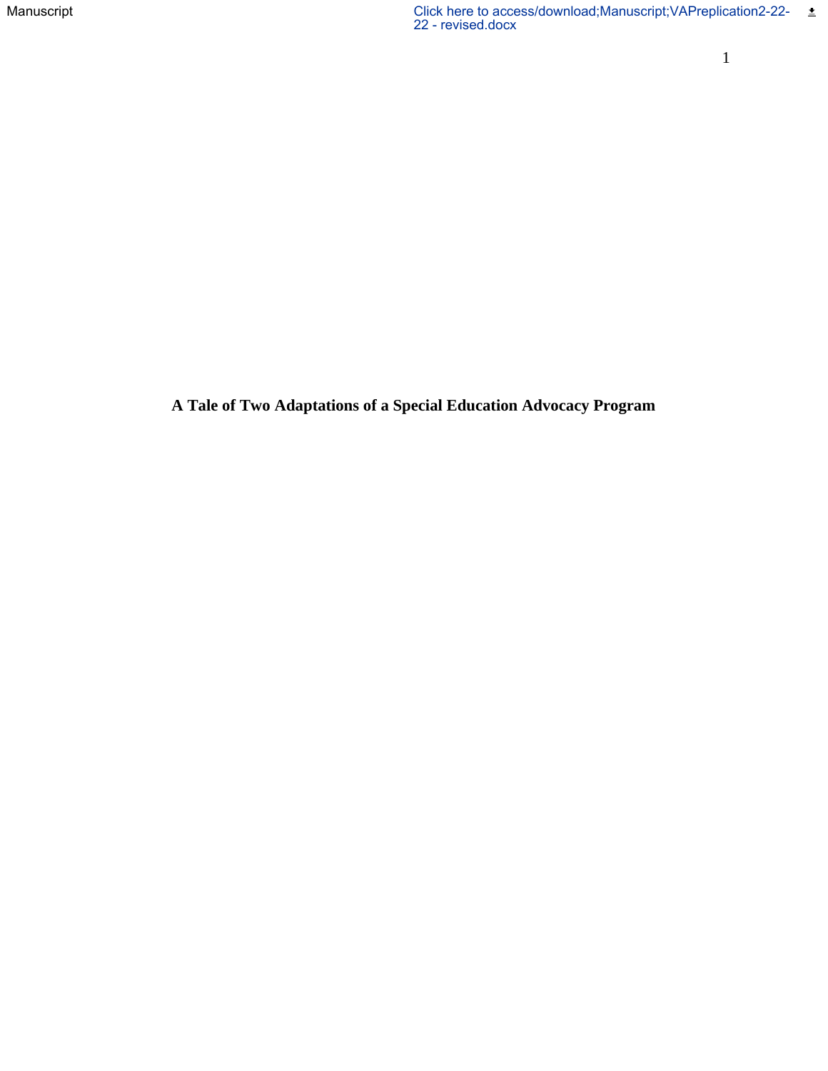# A Tale of Two Adaptations of a Special Education Advocacy Program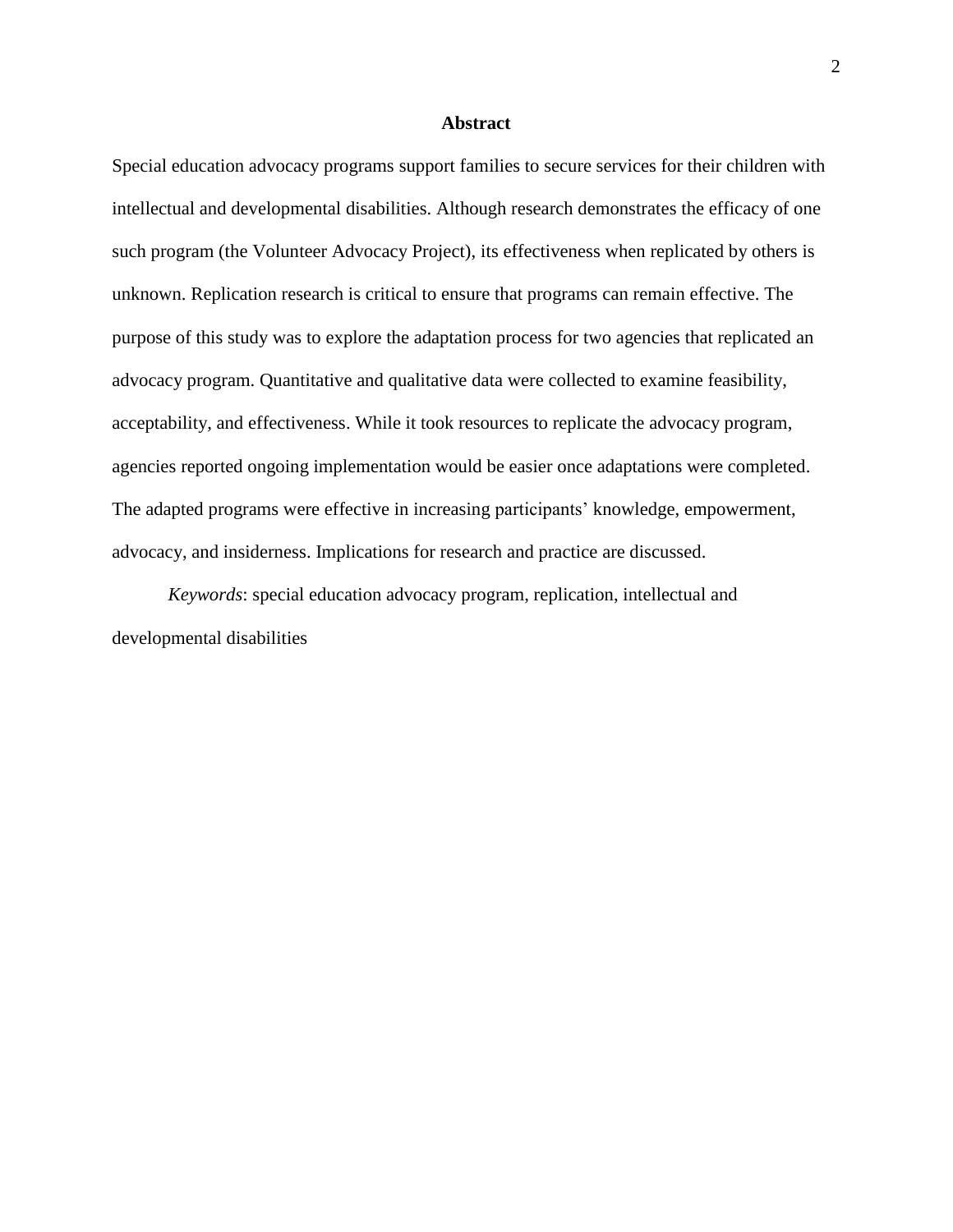## Abstract

Special education advocacy programs support families to secure services for their children with intellectual and developmental disabilities. Although research demonstrates the efficacy of one such program (the Volunteer Advocacy Project), its effectiveness when replicated by others is unknown. Replication research is critical to ensure that programs can remain effective. The purpose of this study was to explore the adaptation process for two agencies that replicated an advocacy program. Quantitative and qualitative data were collected to examine feasibility, acceptability, and effectiveness. While it took resources to replicate the advocacy program, agencies reported ongoing implementation would be easier once adaptations were completed. The adapted programs were effective in increasing participants' knowledge, empowerment, advocacy, and insiderness. Implications for research and practice are discussed.

*Keywords*: special education advocacy program, replication, intellectual and developmental disabilities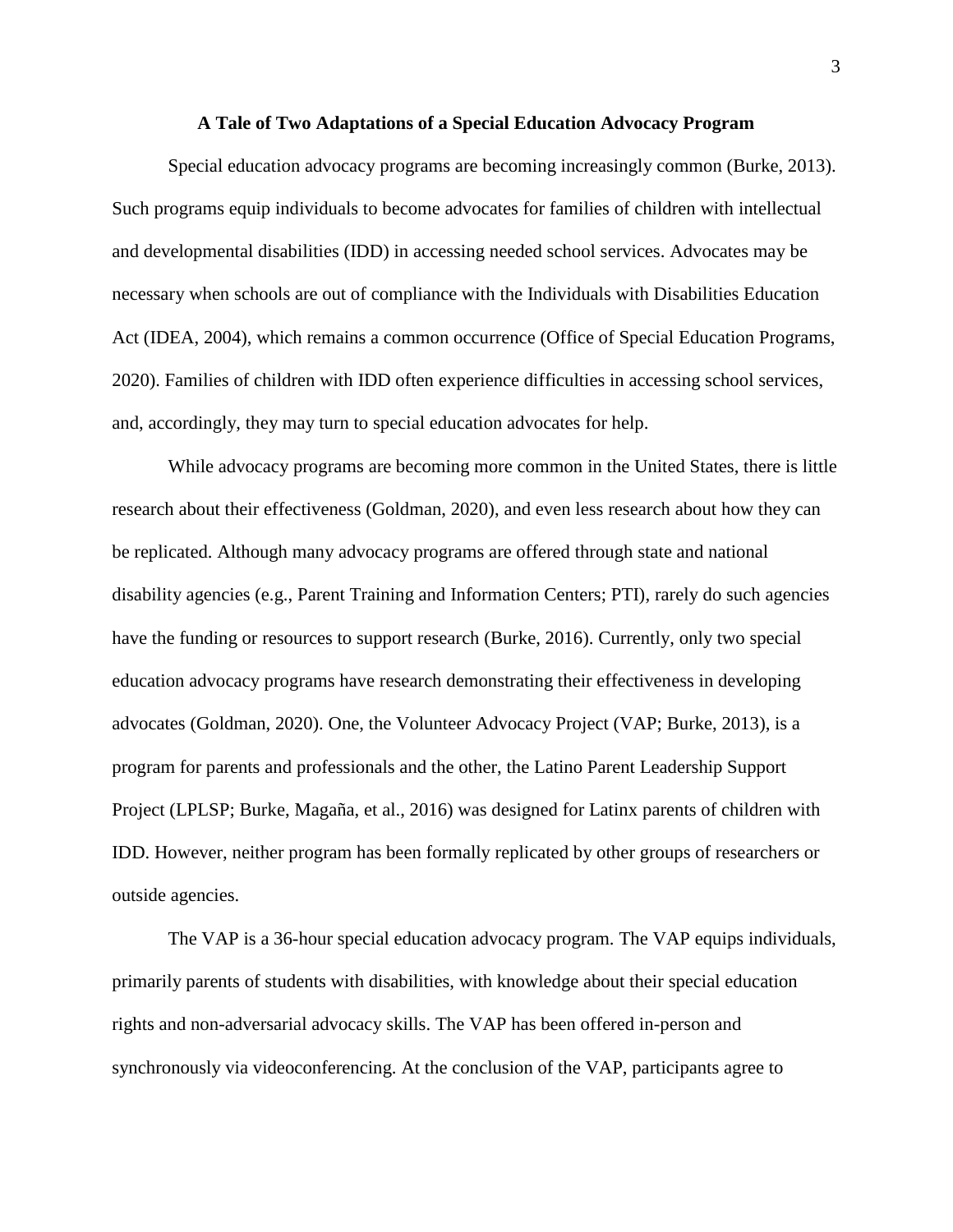## A Tale of Two Adaptations of a Special Education Advocacy Program

Special education advocacy programs are becoming increasingly common (Burke, 2013). Such programs equip individuals to become advocates for families of children with intellectual and developmental disabilities (IDD) in accessing needed school services. Advocates may be necessary when schools are out of compliance with the Individuals with Disabilities Education Act (IDEA, 2004), which remains a common occurrence (Office of Special Education Programs, 2020). Families of children with IDD often experience difficulties in accessing school services, and, accordingly, they may turn to special education advocates for help.

While advocacy programs are becoming more common in the United States, there is little research about their effectiveness (Goldman, 2020), and even less research about how they can be replicated. Although many advocacy programs are offered through state and national disability agencies (e.g., Parent Training and Information Centers; PTI), rarely do such agencies have the funding or resources to support research (Burke, 2016). Currently, only two special education advocacy programs have research demonstrating their effectiveness in developing advocates (Goldman, 2020). One, the Volunteer Advocacy Project (VAP; Burke, 2013), is a program for parents and professionals and the other, the Latino Parent Leadership Support Project (LPLSP; Burke, Magaña, et al., 2016) was designed for Latinx parents of children with IDD. However, neither program has been formally replicated by other groups of researchers or outside agencies.

The VAP is a 36-hour special education advocacy program. The VAP equips individuals, primarily parents of students with disabilities, with knowledge about their special education rights and non-adversarial advocacy skills. The VAP has been offered in-person and synchronously via videoconferencing. At the conclusion of the VAP, participants agree to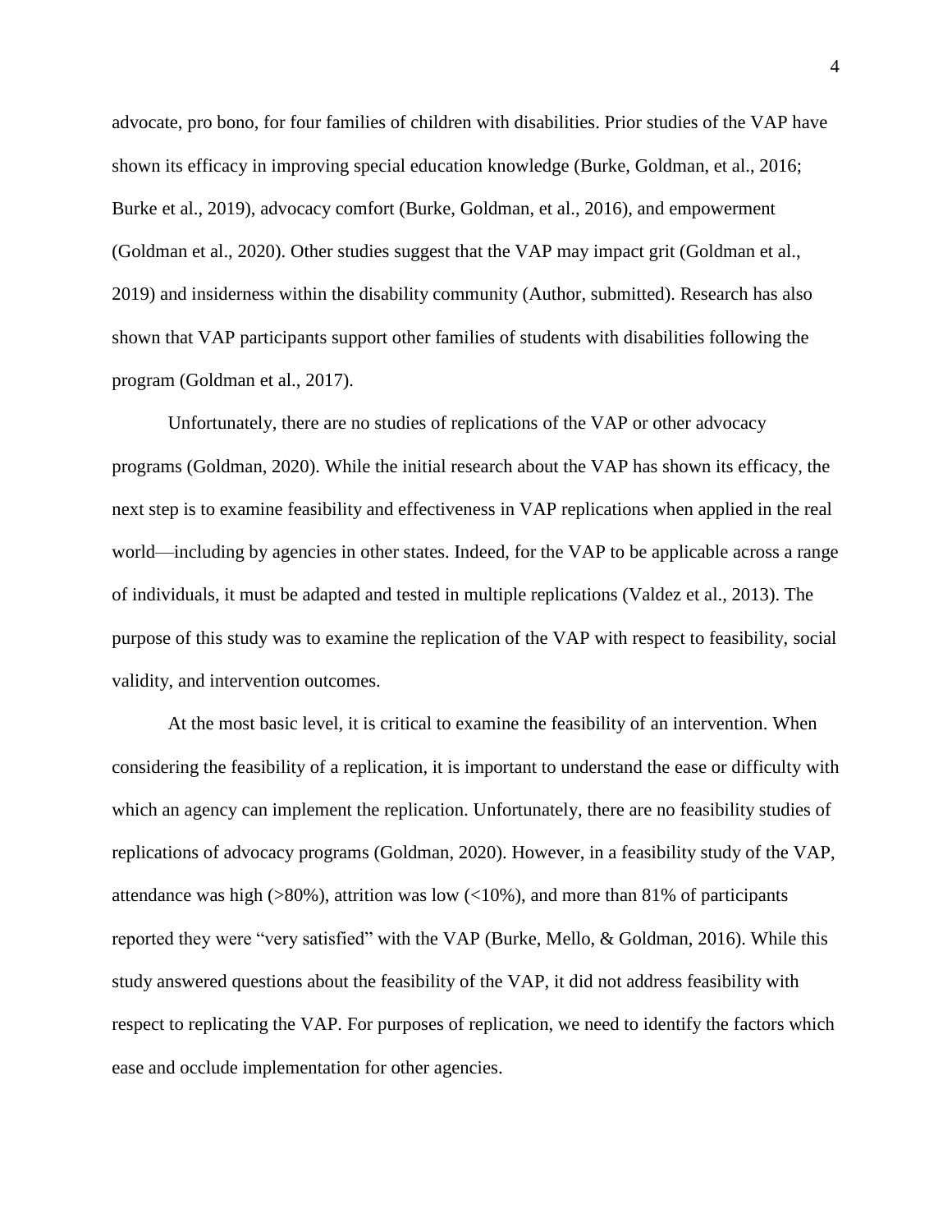advocate, pro bono, for four families of children with disabilities. Prior studies of the VAP have shown its efficacy in improving special education knowledge (Burke, Goldman, et al., 2016; Burke et al., 2019), advocacy comfort (Burke, Goldman, et al., 2016), and empowerment (Goldman et al., 2020). Other studies suggest that the VAP may impact grit (Goldman et al., 2019) and insiderness within the disability community (Author, submitted). Research has also shown that VAP participants support other families of students with disabilities following the program (Goldman et al., 2017).

Unfortunately, there are no studies of replications of the VAP or other advocacy programs (Goldman, 2020). While the initial research about the VAP has shown its efficacy, the next step is to examine feasibility and effectiveness in VAP replications when applied in the real world—including by agencies in other states. Indeed, for the VAP to be applicable across a range of individuals, it must be adapted and tested in multiple replications (Valdez et al., 2013). The purpose of this study was to examine the replication of the VAP with respect to feasibility, social validity, and intervention outcomes.

At the most basic level, it is critical to examine the feasibility of an intervention. When considering the feasibility of a replication, it is important to understand the ease or difficulty with which an agency can implement the replication. Unfortunately, there are no feasibility studies of replications of advocacy programs (Goldman, 2020). However, in a feasibility study of the VAP, attendance was high (>80%), attrition was low (<10%), and more than 81% of participants reported they were "very satisfied" with the VAP (Burke, Mello, & Goldman, 2016). While this study answered questions about the feasibility of the VAP, it did not address feasibility with respect to replicating the VAP. For purposes of replication, we need to identify the factors which ease and occlude implementation for other agencies.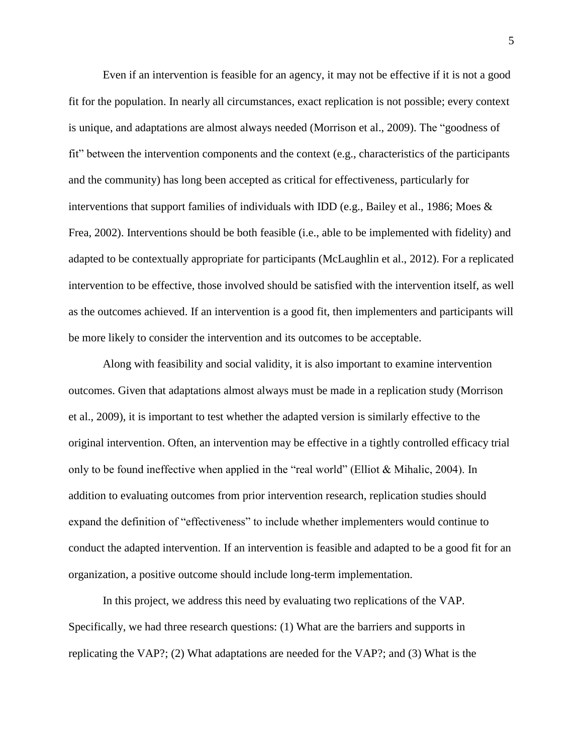Even if an intervention is feasible for an agency, it may not be effective if it is not a good fit for the population. In nearly all circumstances, exact replication is not possible; every context is unique, and adaptations are almost always needed (Morrison et al., 2009). The "goodness of fit" between the intervention components and the context (e.g., characteristics of the participants and the community) has long been accepted as critical for effectiveness, particularly for interventions that support families of individuals with IDD (e.g., Bailey et al., 1986; Moes & Frea, 2002). Interventions should be both feasible (i.e., able to be implemented with fidelity) and adapted to be contextually appropriate for participants (McLaughlin et al., 2012). For a replicated intervention to be effective, those involved should be satisfied with the intervention itself, as well as the outcomes achieved. If an intervention is a good fit, then implementers and participants will be more likely to consider the intervention and its outcomes to be acceptable.

Along with feasibility and social validity, it is also important to examine intervention outcomes. Given that adaptations almost always must be made in a replication study (Morrison et al., 2009), it is important to test whether the adapted version is similarly effective to the original intervention. Often, an intervention may be effective in a tightly controlled efficacy trial only to be found ineffective when applied in the "real world" (Elliot & Mihalic, 2004). In addition to evaluating outcomes from prior intervention research, replication studies should expand the definition of "effectiveness" to include whether implementers would continue to conduct the adapted intervention. If an intervention is feasible and adapted to be a good fit for an organization, a positive outcome should include long-term implementation.

In this project, we address this need by evaluating two replications of the VAP. Specifically, we had three research questions: (1) What are the barriers and supports in replicating the VAP?; (2) What adaptations are needed for the VAP?; and (3) What is the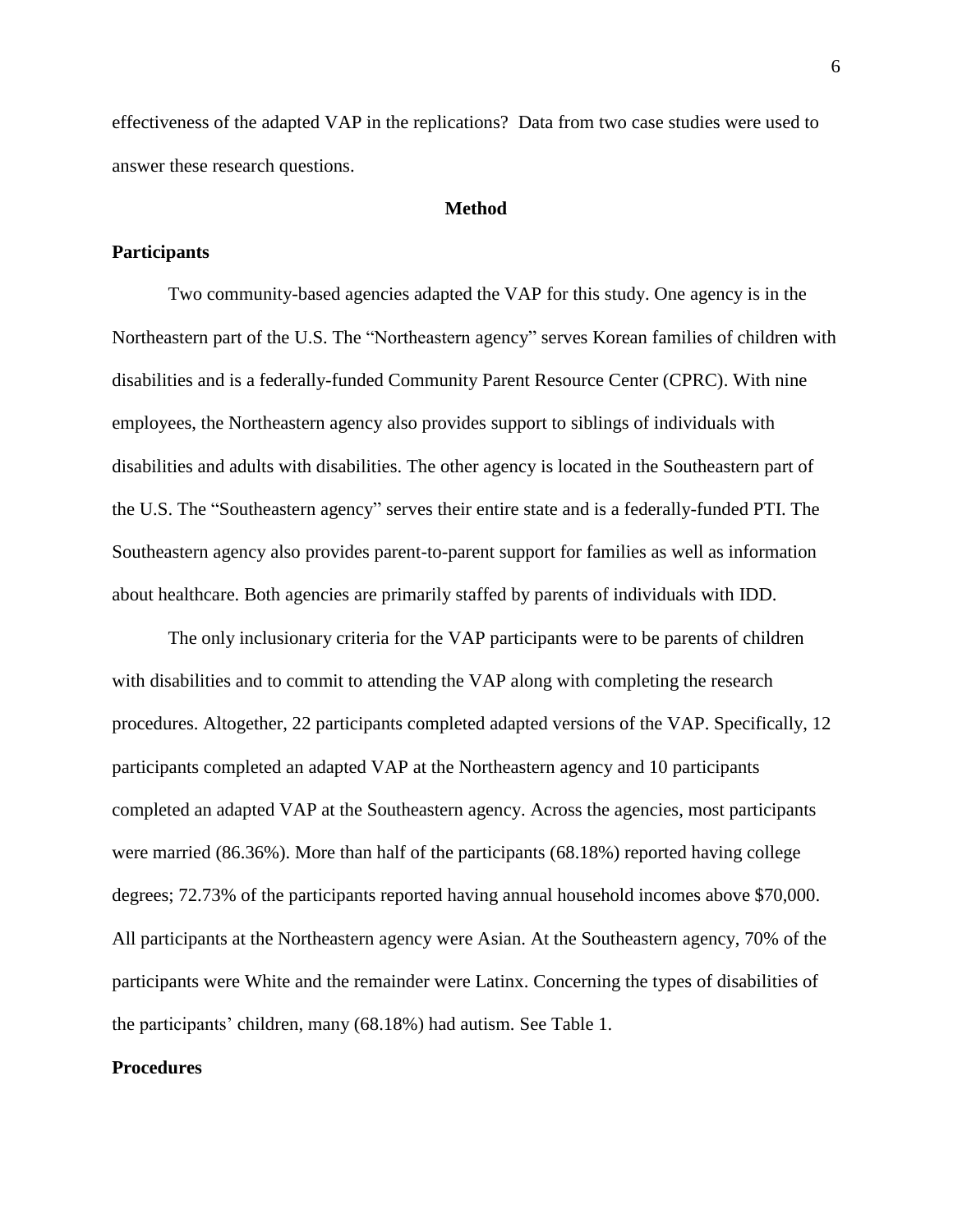effectiveness of the adapted VAP in the replications? Data from two case studies were used to answer these research questions.

## Method

### Participants

Two community-based agencies adapted the VAP for this study. One agency is in the Northeastern part of the U.S. The "Northeastern agency" serves Korean families of children with disabilities and is a federally-funded Community Parent Resource Center (CPRC). With nine employees, the Northeastern agency also provides support to siblings of individuals with disabilities and adults with disabilities. The other agency is located in the Southeastern part of the U.S. The "Southeastern agency" serves their entire state and is a federally-funded PTI. The Southeastern agency also provides parent-to-parent support for families as well as information about healthcare. Both agencies are primarily staffed by parents of individuals with IDD.

The only inclusionary criteria for the VAP participants were to be parents of children with disabilities and to commit to attending the VAP along with completing the research procedures. Altogether, 22 participants completed adapted versions of the VAP. Specifically, 12 participants completed an adapted VAP at the Northeastern agency and 10 participants completed an adapted VAP at the Southeastern agency. Across the agencies, most participants were married (86.36%). More than half of the participants (68.18%) reported having college degrees; 72.73% of the participants reported having annual household incomes above $70,000. All participants at the Northeastern agency were Asian. At the Southeastern agency, 70% of the participants were White and the remainder were Latinx. Concerning the types of disabilities of the participants' children, many (68.18%) had autism. See Table 1.

### Procedures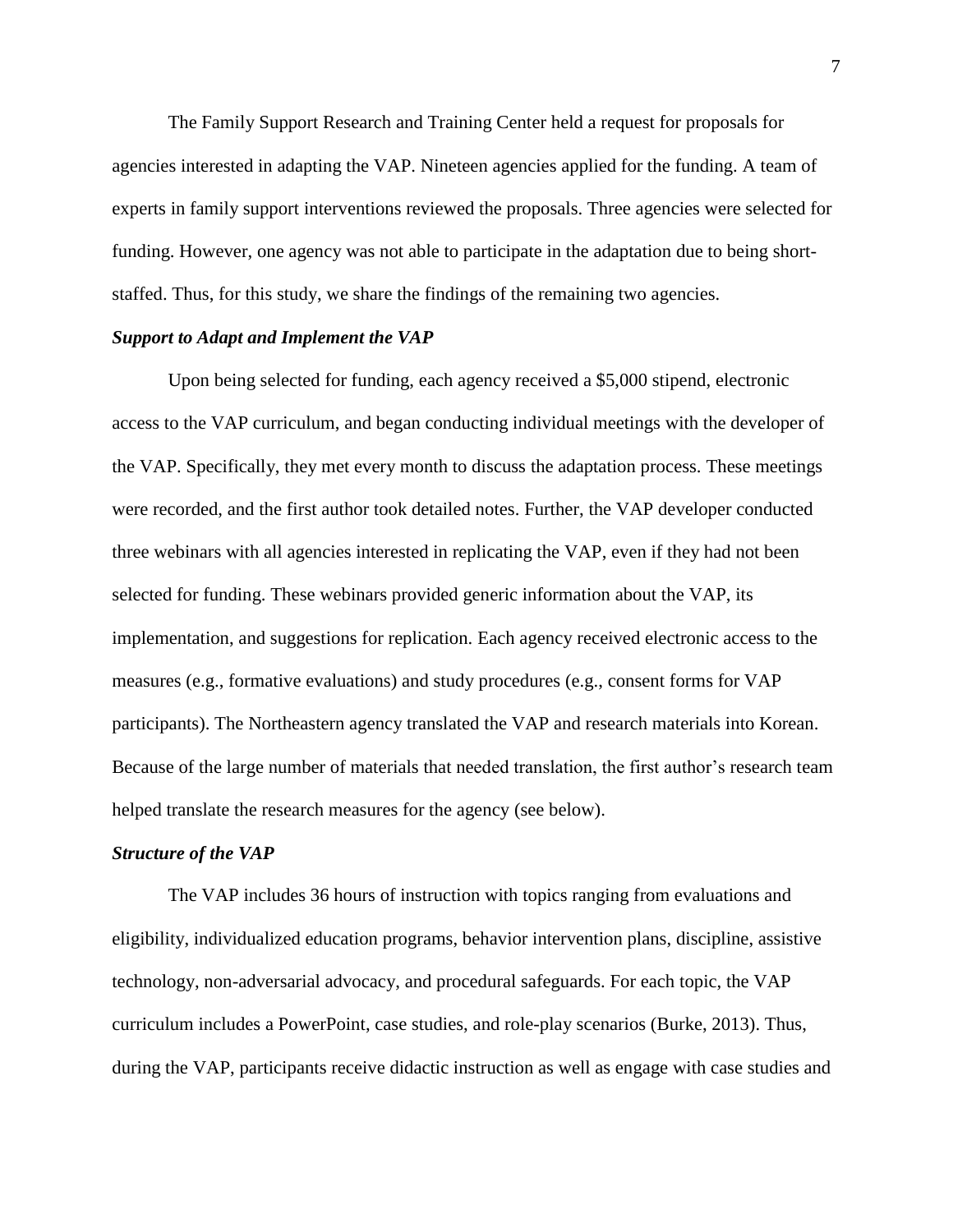The Family Support Research and Training Center held a request for proposals for agencies interested in adapting the VAP. Nineteen agencies applied for the funding. A team of experts in family support interventions reviewed the proposals. Three agencies were selected for funding. However, one agency was not able to participate in the adaptation due to being short-staffed. Thus, for this study, we share the findings of the remaining two agencies.

### ***Support to Adapt and Implement the VAP***

Upon being selected for funding, each agency received a $5,000 stipend, electronic access to the VAP curriculum, and began conducting individual meetings with the developer of the VAP. Specifically, they met every month to discuss the adaptation process. These meetings were recorded, and the first author took detailed notes. Further, the VAP developer conducted three webinars with all agencies interested in replicating the VAP, even if they had not been selected for funding. These webinars provided generic information about the VAP, its implementation, and suggestions for replication. Each agency received electronic access to the measures (e.g., formative evaluations) and study procedures (e.g., consent forms for VAP participants). The Northeastern agency translated the VAP and research materials into Korean. Because of the large number of materials that needed translation, the first author's research team helped translate the research measures for the agency (see below).

### ***Structure of the VAP***

The VAP includes 36 hours of instruction with topics ranging from evaluations and eligibility, individualized education programs, behavior intervention plans, discipline, assistive technology, non-adversarial advocacy, and procedural safeguards. For each topic, the VAP curriculum includes a PowerPoint, case studies, and role-play scenarios (Burke, 2013). Thus, during the VAP, participants receive didactic instruction as well as engage with case studies and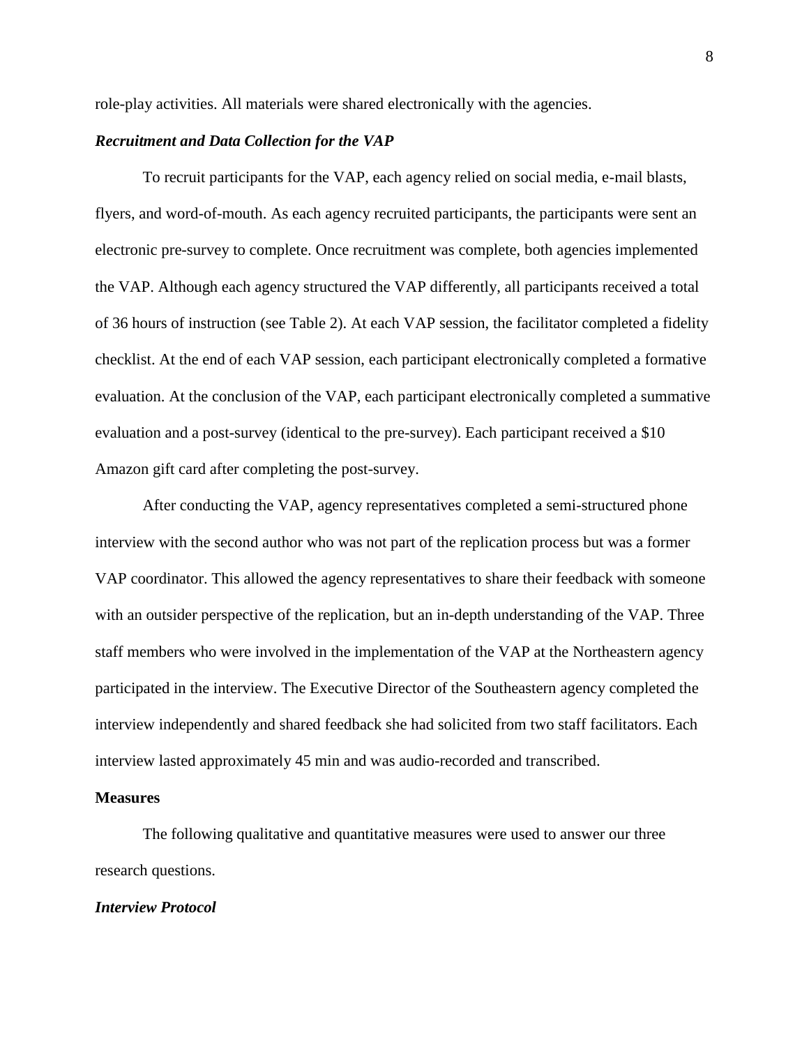role-play activities. All materials were shared electronically with the agencies.

### *Recruitment and Data Collection for the VAP*

To recruit participants for the VAP, each agency relied on social media, e-mail blasts, flyers, and word-of-mouth. As each agency recruited participants, the participants were sent an electronic pre-survey to complete. Once recruitment was complete, both agencies implemented the VAP. Although each agency structured the VAP differently, all participants received a total of 36 hours of instruction (see Table 2). At each VAP session, the facilitator completed a fidelity checklist. At the end of each VAP session, each participant electronically completed a formative evaluation. At the conclusion of the VAP, each participant electronically completed a summative evaluation and a post-survey (identical to the pre-survey). Each participant received a $10 Amazon gift card after completing the post-survey.

After conducting the VAP, agency representatives completed a semi-structured phone interview with the second author who was not part of the replication process but was a former VAP coordinator. This allowed the agency representatives to share their feedback with someone with an outsider perspective of the replication, but an in-depth understanding of the VAP. Three staff members who were involved in the implementation of the VAP at the Northeastern agency participated in the interview. The Executive Director of the Southeastern agency completed the interview independently and shared feedback she had solicited from two staff facilitators. Each interview lasted approximately 45 min and was audio-recorded and transcribed.

## Measures

The following qualitative and quantitative measures were used to answer our three research questions.

### *Interview Protocol*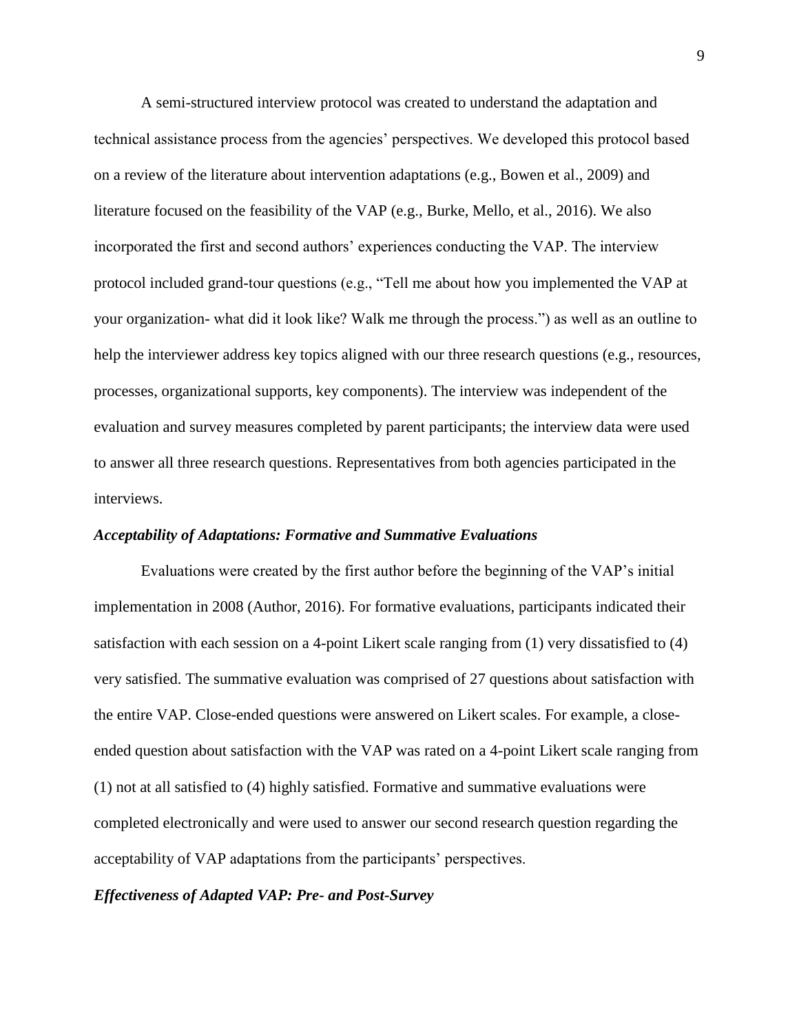A semi-structured interview protocol was created to understand the adaptation and technical assistance process from the agencies' perspectives. We developed this protocol based on a review of the literature about intervention adaptations (e.g., Bowen et al., 2009) and literature focused on the feasibility of the VAP (e.g., Burke, Mello, et al., 2016). We also incorporated the first and second authors' experiences conducting the VAP. The interview protocol included grand-tour questions (e.g., "Tell me about how you implemented the VAP at your organization- what did it look like? Walk me through the process.") as well as an outline to help the interviewer address key topics aligned with our three research questions (e.g., resources, processes, organizational supports, key components). The interview was independent of the evaluation and survey measures completed by parent participants; the interview data were used to answer all three research questions. Representatives from both agencies participated in the interviews.

### *Acceptability of Adaptations: Formative and Summative Evaluations*

Evaluations were created by the first author before the beginning of the VAP's initial implementation in 2008 (Author, 2016). For formative evaluations, participants indicated their satisfaction with each session on a 4-point Likert scale ranging from (1) very dissatisfied to (4) very satisfied. The summative evaluation was comprised of 27 questions about satisfaction with the entire VAP. Close-ended questions were answered on Likert scales. For example, a close-ended question about satisfaction with the VAP was rated on a 4-point Likert scale ranging from (1) not at all satisfied to (4) highly satisfied. Formative and summative evaluations were completed electronically and were used to answer our second research question regarding the acceptability of VAP adaptations from the participants' perspectives.

### *Effectiveness of Adapted VAP: Pre- and Post-Survey*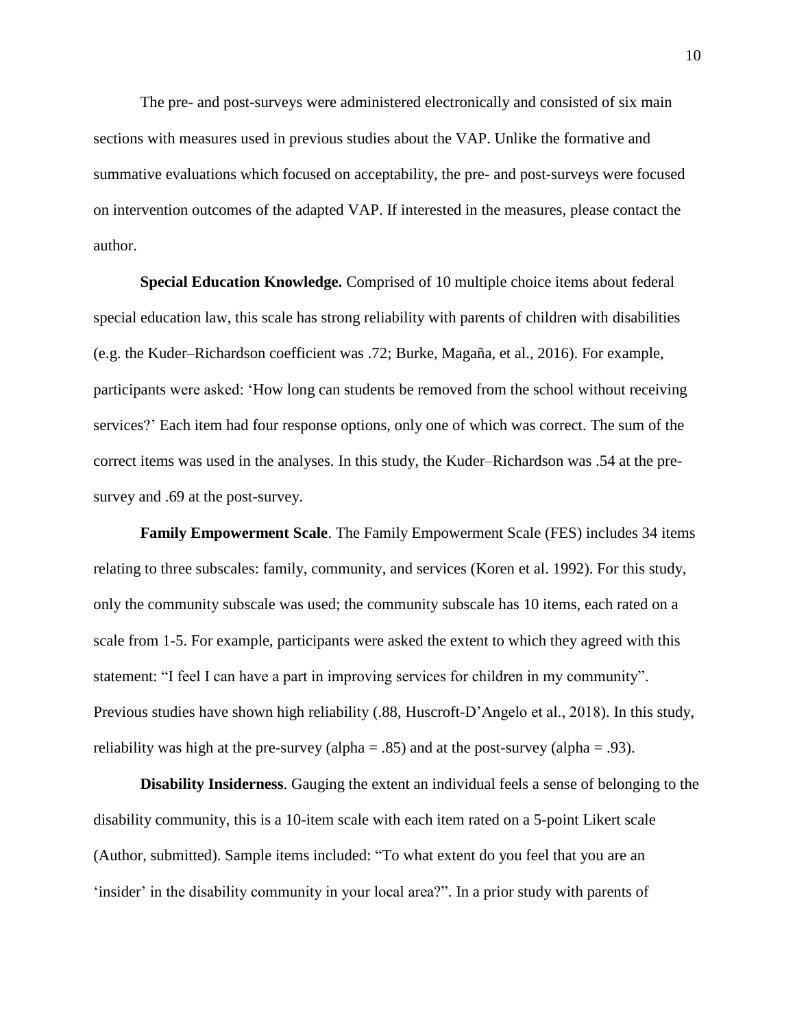The pre- and post-surveys were administered electronically and consisted of six main sections with measures used in previous studies about the VAP. Unlike the formative and summative evaluations which focused on acceptability, the pre- and post-surveys were focused on intervention outcomes of the adapted VAP. If interested in the measures, please contact the author.

**Special Education Knowledge.** Comprised of 10 multiple choice items about federal special education law, this scale has strong reliability with parents of children with disabilities (e.g. the Kuder–Richardson coefficient was .72; Burke, Magaña, et al., 2016). For example, participants were asked: 'How long can students be removed from the school without receiving services?' Each item had four response options, only one of which was correct. The sum of the correct items was used in the analyses. In this study, the Kuder–Richardson was .54 at the pre-survey and .69 at the post-survey.

**Family Empowerment Scale**. The Family Empowerment Scale (FES) includes 34 items relating to three subscales: family, community, and services (Koren et al. 1992). For this study, only the community subscale was used; the community subscale has 10 items, each rated on a scale from 1-5. For example, participants were asked the extent to which they agreed with this statement: "I feel I can have a part in improving services for children in my community". Previous studies have shown high reliability (.88, Huscroft-D'Angelo et al., 2018). In this study, reliability was high at the pre-survey (alpha = .85) and at the post-survey (alpha = .93).

**Disability Insiderness**. Gauging the extent an individual feels a sense of belonging to the disability community, this is a 10-item scale with each item rated on a 5-point Likert scale (Author, submitted). Sample items included: "To what extent do you feel that you are an 'insider' in the disability community in your local area?". In a prior study with parents of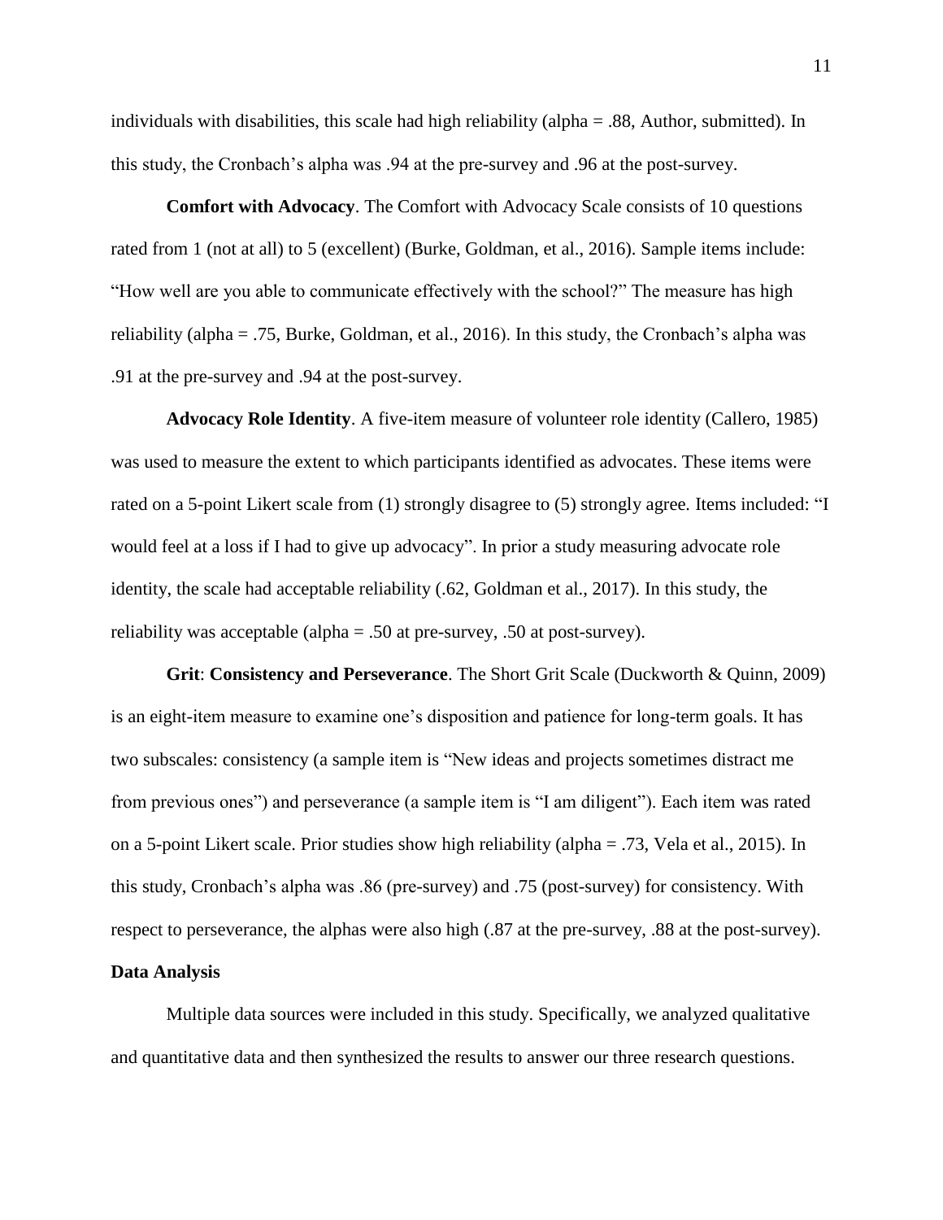individuals with disabilities, this scale had high reliability (alpha = .88, Author, submitted). In this study, the Cronbach's alpha was .94 at the pre-survey and .96 at the post-survey.

**Comfort with Advocacy**. The Comfort with Advocacy Scale consists of 10 questions rated from 1 (not at all) to 5 (excellent) (Burke, Goldman, et al., 2016). Sample items include: "How well are you able to communicate effectively with the school?" The measure has high reliability (alpha = .75, Burke, Goldman, et al., 2016). In this study, the Cronbach's alpha was .91 at the pre-survey and .94 at the post-survey.

**Advocacy Role Identity**. A five-item measure of volunteer role identity (Callero, 1985) was used to measure the extent to which participants identified as advocates. These items were rated on a 5-point Likert scale from (1) strongly disagree to (5) strongly agree. Items included: "I would feel at a loss if I had to give up advocacy". In prior a study measuring advocate role identity, the scale had acceptable reliability (.62, Goldman et al., 2017). In this study, the reliability was acceptable (alpha = .50 at pre-survey, .50 at post-survey).

**Grit**: **Consistency and Perseverance**. The Short Grit Scale (Duckworth & Quinn, 2009) is an eight-item measure to examine one's disposition and patience for long-term goals. It has two subscales: consistency (a sample item is "New ideas and projects sometimes distract me from previous ones") and perseverance (a sample item is "I am diligent"). Each item was rated on a 5-point Likert scale. Prior studies show high reliability (alpha = .73, Vela et al., 2015). In this study, Cronbach's alpha was .86 (pre-survey) and .75 (post-survey) for consistency. With respect to perseverance, the alphas were also high (.87 at the pre-survey, .88 at the post-survey).

### Data Analysis

Multiple data sources were included in this study. Specifically, we analyzed qualitative and quantitative data and then synthesized the results to answer our three research questions.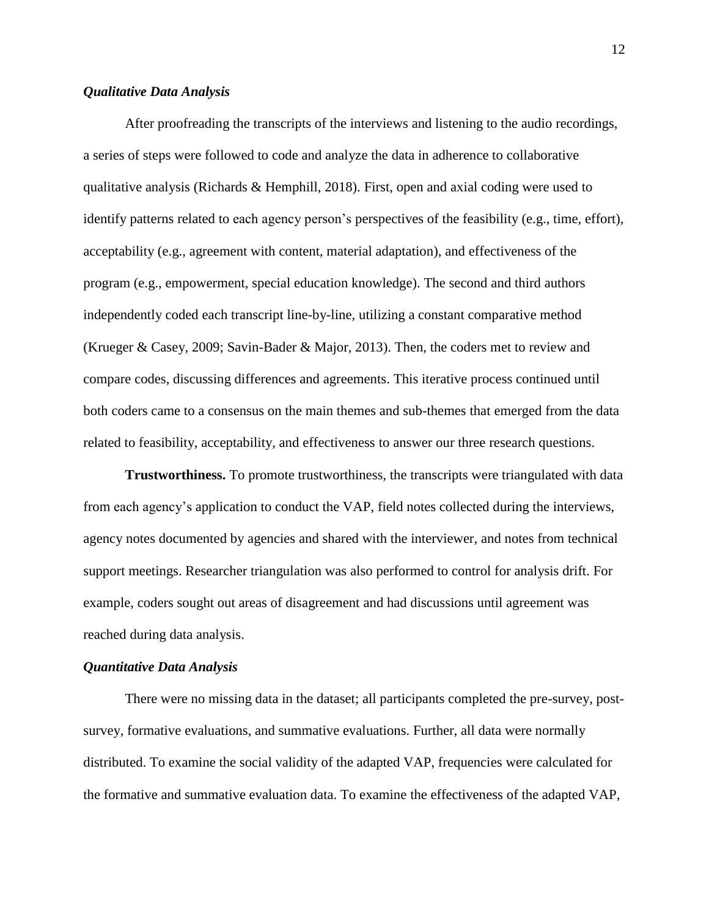### *Qualitative Data Analysis*

After proofreading the transcripts of the interviews and listening to the audio recordings, a series of steps were followed to code and analyze the data in adherence to collaborative qualitative analysis (Richards & Hemphill, 2018). First, open and axial coding were used to identify patterns related to each agency person's perspectives of the feasibility (e.g., time, effort), acceptability (e.g., agreement with content, material adaptation), and effectiveness of the program (e.g., empowerment, special education knowledge). The second and third authors independently coded each transcript line-by-line, utilizing a constant comparative method (Krueger & Casey, 2009; Savin-Bader & Major, 2013). Then, the coders met to review and compare codes, discussing differences and agreements. This iterative process continued until both coders came to a consensus on the main themes and sub-themes that emerged from the data related to feasibility, acceptability, and effectiveness to answer our three research questions.

**Trustworthiness.** To promote trustworthiness, the transcripts were triangulated with data from each agency's application to conduct the VAP, field notes collected during the interviews, agency notes documented by agencies and shared with the interviewer, and notes from technical support meetings. Researcher triangulation was also performed to control for analysis drift. For example, coders sought out areas of disagreement and had discussions until agreement was reached during data analysis.

### *Quantitative Data Analysis*

There were no missing data in the dataset; all participants completed the pre-survey, post-survey, formative evaluations, and summative evaluations. Further, all data were normally distributed. To examine the social validity of the adapted VAP, frequencies were calculated for the formative and summative evaluation data. To examine the effectiveness of the adapted VAP,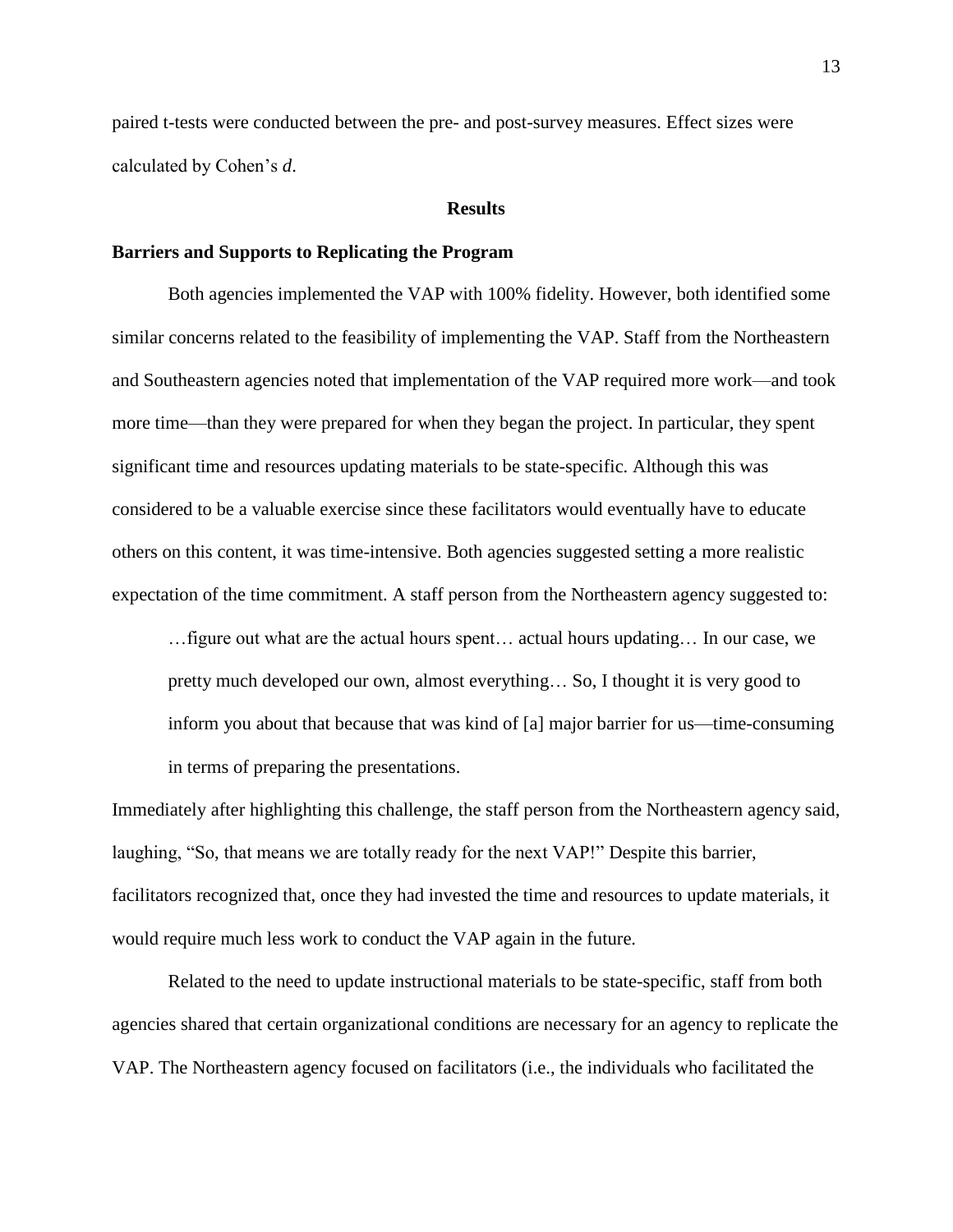paired t-tests were conducted between the pre- and post-survey measures. Effect sizes were calculated by Cohen's *d*.

## Results

### Barriers and Supports to Replicating the Program

Both agencies implemented the VAP with 100% fidelity. However, both identified some similar concerns related to the feasibility of implementing the VAP. Staff from the Northeastern and Southeastern agencies noted that implementation of the VAP required more work—and took more time—than they were prepared for when they began the project. In particular, they spent significant time and resources updating materials to be state-specific. Although this was considered to be a valuable exercise since these facilitators would eventually have to educate others on this content, it was time-intensive. Both agencies suggested setting a more realistic expectation of the time commitment. A staff person from the Northeastern agency suggested to:

> …figure out what are the actual hours spent… actual hours updating… In our case, we pretty much developed our own, almost everything… So, I thought it is very good to inform you about that because that was kind of [a] major barrier for us—time-consuming in terms of preparing the presentations.

Immediately after highlighting this challenge, the staff person from the Northeastern agency said, laughing, "So, that means we are totally ready for the next VAP!" Despite this barrier, facilitators recognized that, once they had invested the time and resources to update materials, it would require much less work to conduct the VAP again in the future.

Related to the need to update instructional materials to be state-specific, staff from both agencies shared that certain organizational conditions are necessary for an agency to replicate the VAP. The Northeastern agency focused on facilitators (i.e., the individuals who facilitated the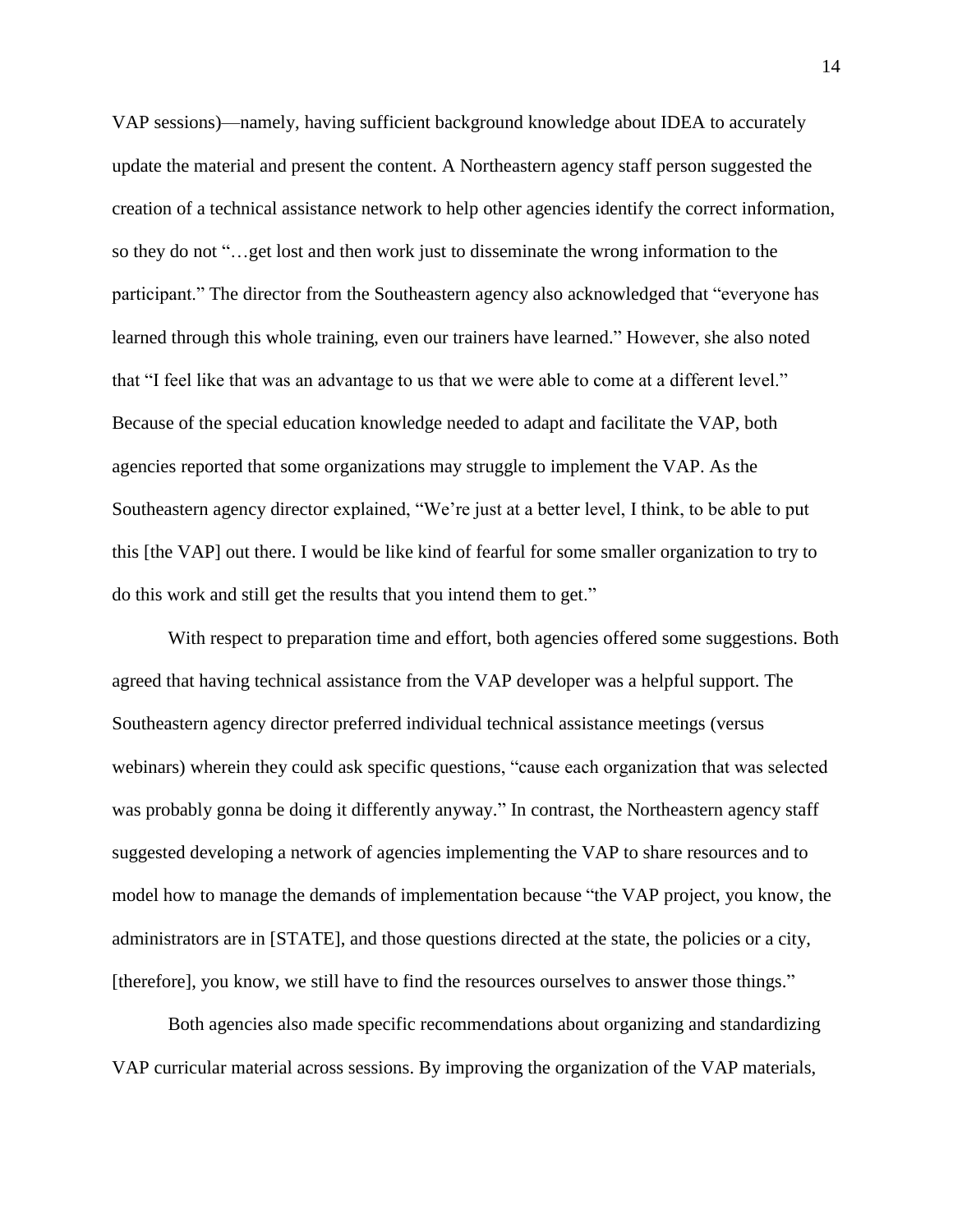VAP sessions)—namely, having sufficient background knowledge about IDEA to accurately update the material and present the content. A Northeastern agency staff person suggested the creation of a technical assistance network to help other agencies identify the correct information, so they do not "…get lost and then work just to disseminate the wrong information to the participant." The director from the Southeastern agency also acknowledged that "everyone has learned through this whole training, even our trainers have learned." However, she also noted that "I feel like that was an advantage to us that we were able to come at a different level." Because of the special education knowledge needed to adapt and facilitate the VAP, both agencies reported that some organizations may struggle to implement the VAP. As the Southeastern agency director explained, "We're just at a better level, I think, to be able to put this [the VAP] out there. I would be like kind of fearful for some smaller organization to try to do this work and still get the results that you intend them to get."

With respect to preparation time and effort, both agencies offered some suggestions. Both agreed that having technical assistance from the VAP developer was a helpful support. The Southeastern agency director preferred individual technical assistance meetings (versus webinars) wherein they could ask specific questions, "cause each organization that was selected was probably gonna be doing it differently anyway." In contrast, the Northeastern agency staff suggested developing a network of agencies implementing the VAP to share resources and to model how to manage the demands of implementation because "the VAP project, you know, the administrators are in [STATE], and those questions directed at the state, the policies or a city, [therefore], you know, we still have to find the resources ourselves to answer those things."

Both agencies also made specific recommendations about organizing and standardizing VAP curricular material across sessions. By improving the organization of the VAP materials,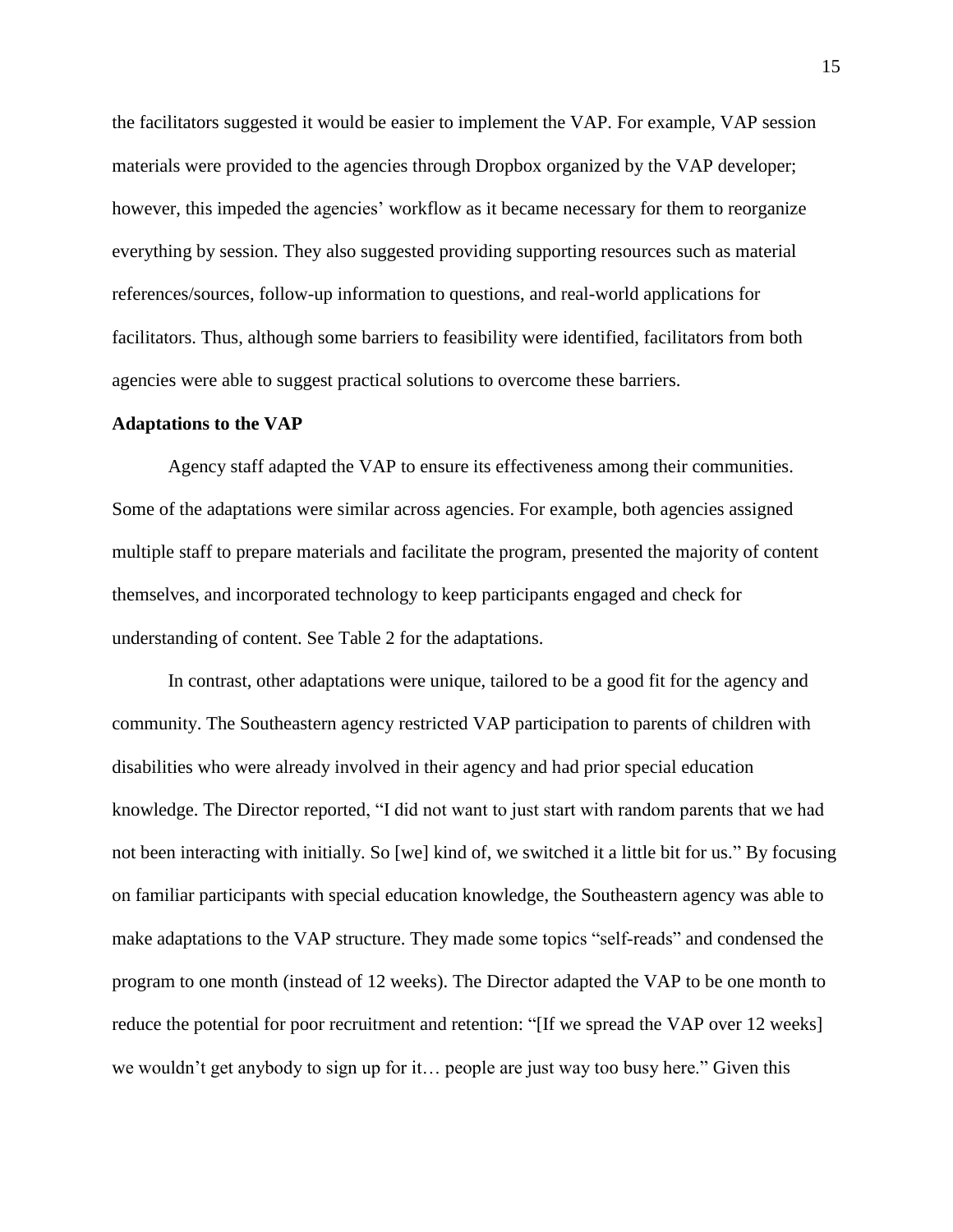the facilitators suggested it would be easier to implement the VAP. For example, VAP session materials were provided to the agencies through Dropbox organized by the VAP developer; however, this impeded the agencies' workflow as it became necessary for them to reorganize everything by session. They also suggested providing supporting resources such as material references/sources, follow-up information to questions, and real-world applications for facilitators. Thus, although some barriers to feasibility were identified, facilitators from both agencies were able to suggest practical solutions to overcome these barriers.

**Adaptations to the VAP**

Agency staff adapted the VAP to ensure its effectiveness among their communities. Some of the adaptations were similar across agencies. For example, both agencies assigned multiple staff to prepare materials and facilitate the program, presented the majority of content themselves, and incorporated technology to keep participants engaged and check for understanding of content. See Table 2 for the adaptations.

In contrast, other adaptations were unique, tailored to be a good fit for the agency and community. The Southeastern agency restricted VAP participation to parents of children with disabilities who were already involved in their agency and had prior special education knowledge. The Director reported, "I did not want to just start with random parents that we had not been interacting with initially. So [we] kind of, we switched it a little bit for us." By focusing on familiar participants with special education knowledge, the Southeastern agency was able to make adaptations to the VAP structure. They made some topics "self-reads" and condensed the program to one month (instead of 12 weeks). The Director adapted the VAP to be one month to reduce the potential for poor recruitment and retention: "[If we spread the VAP over 12 weeks] we wouldn't get anybody to sign up for it… people are just way too busy here." Given this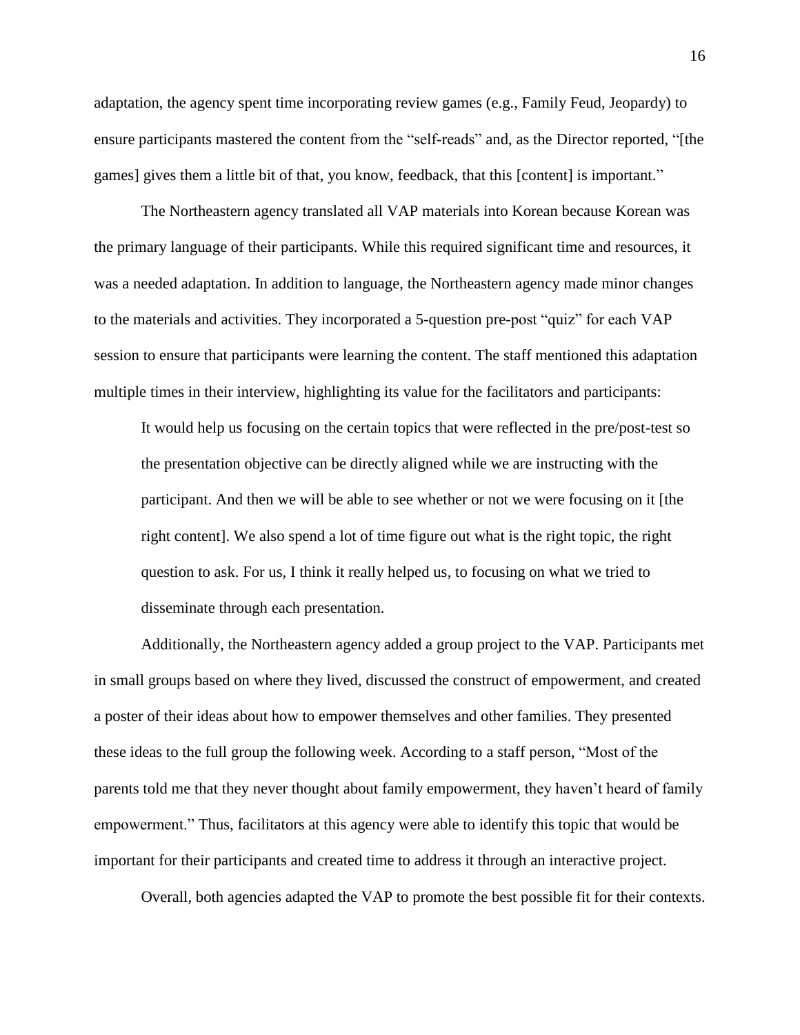adaptation, the agency spent time incorporating review games (e.g., Family Feud, Jeopardy) to ensure participants mastered the content from the "self-reads" and, as the Director reported, "[the games] gives them a little bit of that, you know, feedback, that this [content] is important."

The Northeastern agency translated all VAP materials into Korean because Korean was the primary language of their participants. While this required significant time and resources, it was a needed adaptation. In addition to language, the Northeastern agency made minor changes to the materials and activities. They incorporated a 5-question pre-post "quiz" for each VAP session to ensure that participants were learning the content. The staff mentioned this adaptation multiple times in their interview, highlighting its value for the facilitators and participants:

> It would help us focusing on the certain topics that were reflected in the pre/post-test so the presentation objective can be directly aligned while we are instructing with the participant. And then we will be able to see whether or not we were focusing on it [the right content]. We also spend a lot of time figure out what is the right topic, the right question to ask. For us, I think it really helped us, to focusing on what we tried to disseminate through each presentation.

Additionally, the Northeastern agency added a group project to the VAP. Participants met in small groups based on where they lived, discussed the construct of empowerment, and created a poster of their ideas about how to empower themselves and other families. They presented these ideas to the full group the following week. According to a staff person, "Most of the parents told me that they never thought about family empowerment, they haven't heard of family empowerment." Thus, facilitators at this agency were able to identify this topic that would be important for their participants and created time to address it through an interactive project.

Overall, both agencies adapted the VAP to promote the best possible fit for their contexts.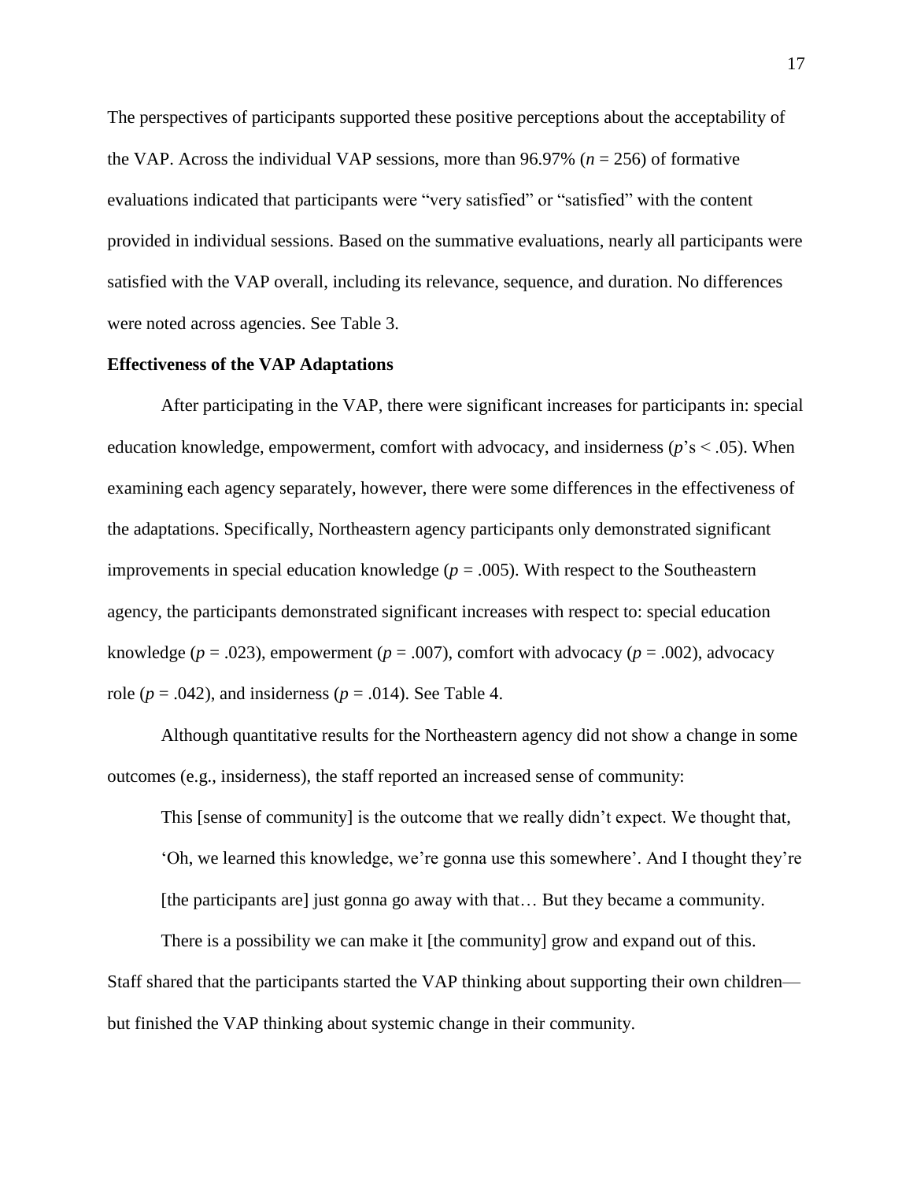The perspectives of participants supported these positive perceptions about the acceptability of the VAP. Across the individual VAP sessions, more than 96.97% ($n = 256$) of formative evaluations indicated that participants were "very satisfied" or "satisfied" with the content provided in individual sessions. Based on the summative evaluations, nearly all participants were satisfied with the VAP overall, including its relevance, sequence, and duration. No differences were noted across agencies. See Table 3.

**Effectiveness of the VAP Adaptations**

After participating in the VAP, there were significant increases for participants in: special education knowledge, empowerment, comfort with advocacy, and insiderness ($p$'s $< .05$). When examining each agency separately, however, there were some differences in the effectiveness of the adaptations. Specifically, Northeastern agency participants only demonstrated significant improvements in special education knowledge ($p = .005$). With respect to the Southeastern agency, the participants demonstrated significant increases with respect to: special education knowledge ($p = .023$), empowerment ($p = .007$), comfort with advocacy ($p = .002$), advocacy role ($p = .042$), and insiderness ($p = .014$). See Table 4.

Although quantitative results for the Northeastern agency did not show a change in some outcomes (e.g., insiderness), the staff reported an increased sense of community:

> This [sense of community] is the outcome that we really didn't expect. We thought that, 'Oh, we learned this knowledge, we're gonna use this somewhere'. And I thought they're [the participants are] just gonna go away with that… But they became a community.
>
> There is a possibility we can make it [the community] grow and expand out of this.

Staff shared that the participants started the VAP thinking about supporting their own children—but finished the VAP thinking about systemic change in their community.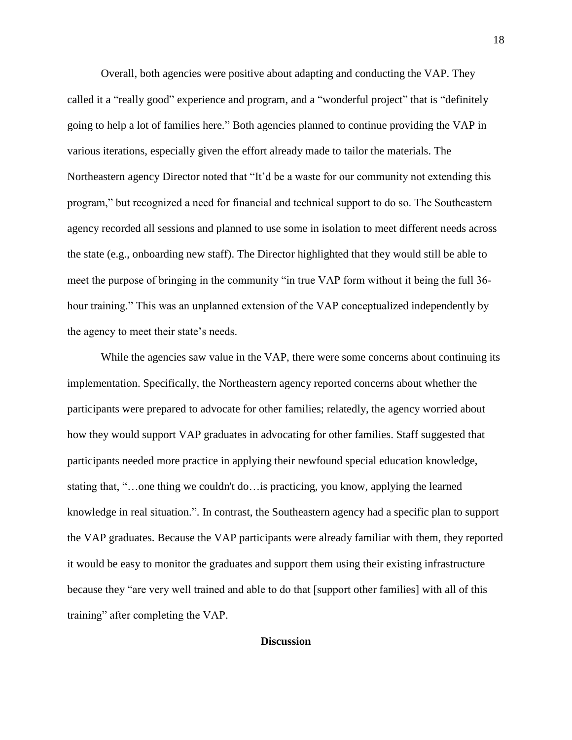Overall, both agencies were positive about adapting and conducting the VAP. They called it a "really good" experience and program, and a "wonderful project" that is "definitely going to help a lot of families here." Both agencies planned to continue providing the VAP in various iterations, especially given the effort already made to tailor the materials. The Northeastern agency Director noted that "It'd be a waste for our community not extending this program," but recognized a need for financial and technical support to do so. The Southeastern agency recorded all sessions and planned to use some in isolation to meet different needs across the state (e.g., onboarding new staff). The Director highlighted that they would still be able to meet the purpose of bringing in the community "in true VAP form without it being the full 36-hour training." This was an unplanned extension of the VAP conceptualized independently by the agency to meet their state's needs.

While the agencies saw value in the VAP, there were some concerns about continuing its implementation. Specifically, the Northeastern agency reported concerns about whether the participants were prepared to advocate for other families; relatedly, the agency worried about how they would support VAP graduates in advocating for other families. Staff suggested that participants needed more practice in applying their newfound special education knowledge, stating that, "…one thing we couldn't do…is practicing, you know, applying the learned knowledge in real situation.". In contrast, the Southeastern agency had a specific plan to support the VAP graduates. Because the VAP participants were already familiar with them, they reported it would be easy to monitor the graduates and support them using their existing infrastructure because they "are very well trained and able to do that [support other families] with all of this training" after completing the VAP.

## Discussion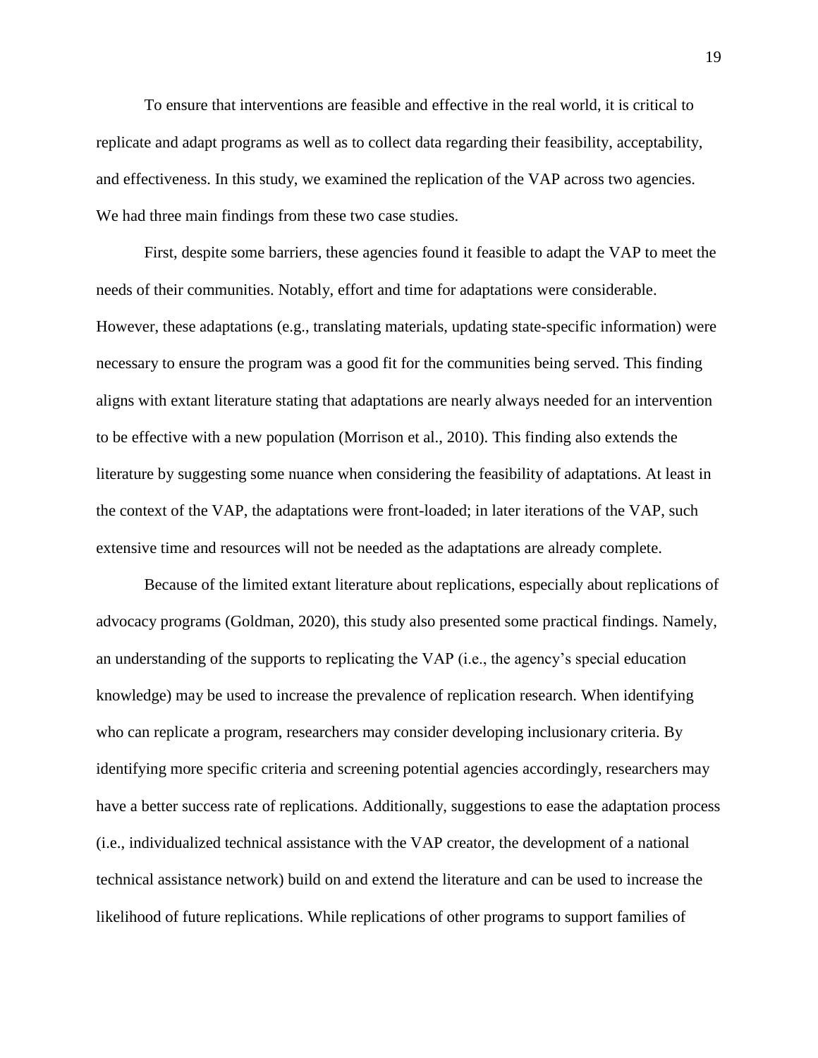To ensure that interventions are feasible and effective in the real world, it is critical to replicate and adapt programs as well as to collect data regarding their feasibility, acceptability, and effectiveness. In this study, we examined the replication of the VAP across two agencies. We had three main findings from these two case studies.

First, despite some barriers, these agencies found it feasible to adapt the VAP to meet the needs of their communities. Notably, effort and time for adaptations were considerable. However, these adaptations (e.g., translating materials, updating state-specific information) were necessary to ensure the program was a good fit for the communities being served. This finding aligns with extant literature stating that adaptations are nearly always needed for an intervention to be effective with a new population (Morrison et al., 2010). This finding also extends the literature by suggesting some nuance when considering the feasibility of adaptations. At least in the context of the VAP, the adaptations were front-loaded; in later iterations of the VAP, such extensive time and resources will not be needed as the adaptations are already complete.

Because of the limited extant literature about replications, especially about replications of advocacy programs (Goldman, 2020), this study also presented some practical findings. Namely, an understanding of the supports to replicating the VAP (i.e., the agency's special education knowledge) may be used to increase the prevalence of replication research. When identifying who can replicate a program, researchers may consider developing inclusionary criteria. By identifying more specific criteria and screening potential agencies accordingly, researchers may have a better success rate of replications. Additionally, suggestions to ease the adaptation process (i.e., individualized technical assistance with the VAP creator, the development of a national technical assistance network) build on and extend the literature and can be used to increase the likelihood of future replications. While replications of other programs to support families of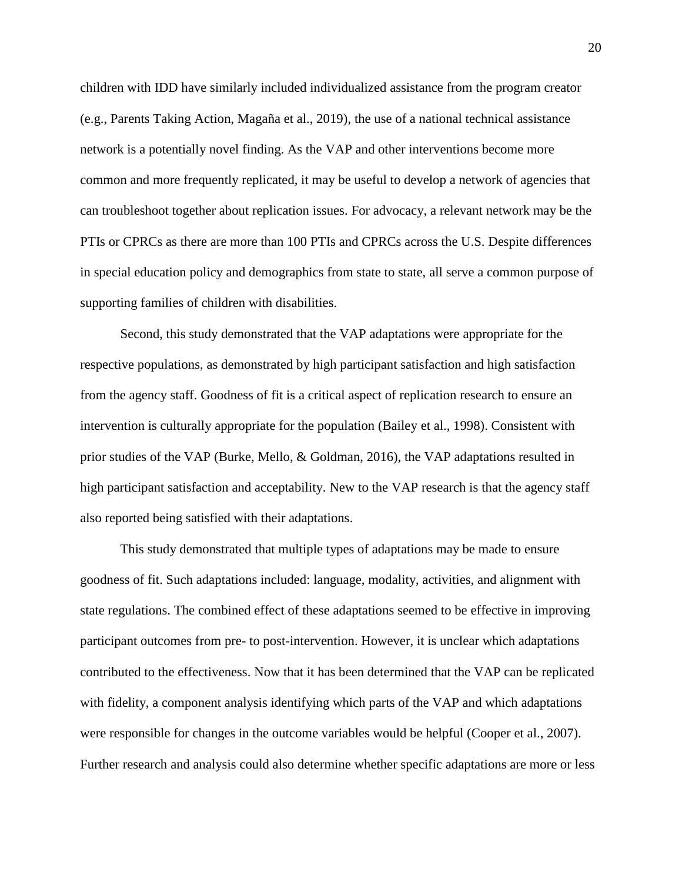children with IDD have similarly included individualized assistance from the program creator (e.g., Parents Taking Action, Magaña et al., 2019), the use of a national technical assistance network is a potentially novel finding. As the VAP and other interventions become more common and more frequently replicated, it may be useful to develop a network of agencies that can troubleshoot together about replication issues. For advocacy, a relevant network may be the PTIs or CPRCs as there are more than 100 PTIs and CPRCs across the U.S. Despite differences in special education policy and demographics from state to state, all serve a common purpose of supporting families of children with disabilities.

Second, this study demonstrated that the VAP adaptations were appropriate for the respective populations, as demonstrated by high participant satisfaction and high satisfaction from the agency staff. Goodness of fit is a critical aspect of replication research to ensure an intervention is culturally appropriate for the population (Bailey et al., 1998). Consistent with prior studies of the VAP (Burke, Mello, & Goldman, 2016), the VAP adaptations resulted in high participant satisfaction and acceptability. New to the VAP research is that the agency staff also reported being satisfied with their adaptations.

This study demonstrated that multiple types of adaptations may be made to ensure goodness of fit. Such adaptations included: language, modality, activities, and alignment with state regulations. The combined effect of these adaptations seemed to be effective in improving participant outcomes from pre- to post-intervention. However, it is unclear which adaptations contributed to the effectiveness. Now that it has been determined that the VAP can be replicated with fidelity, a component analysis identifying which parts of the VAP and which adaptations were responsible for changes in the outcome variables would be helpful (Cooper et al., 2007). Further research and analysis could also determine whether specific adaptations are more or less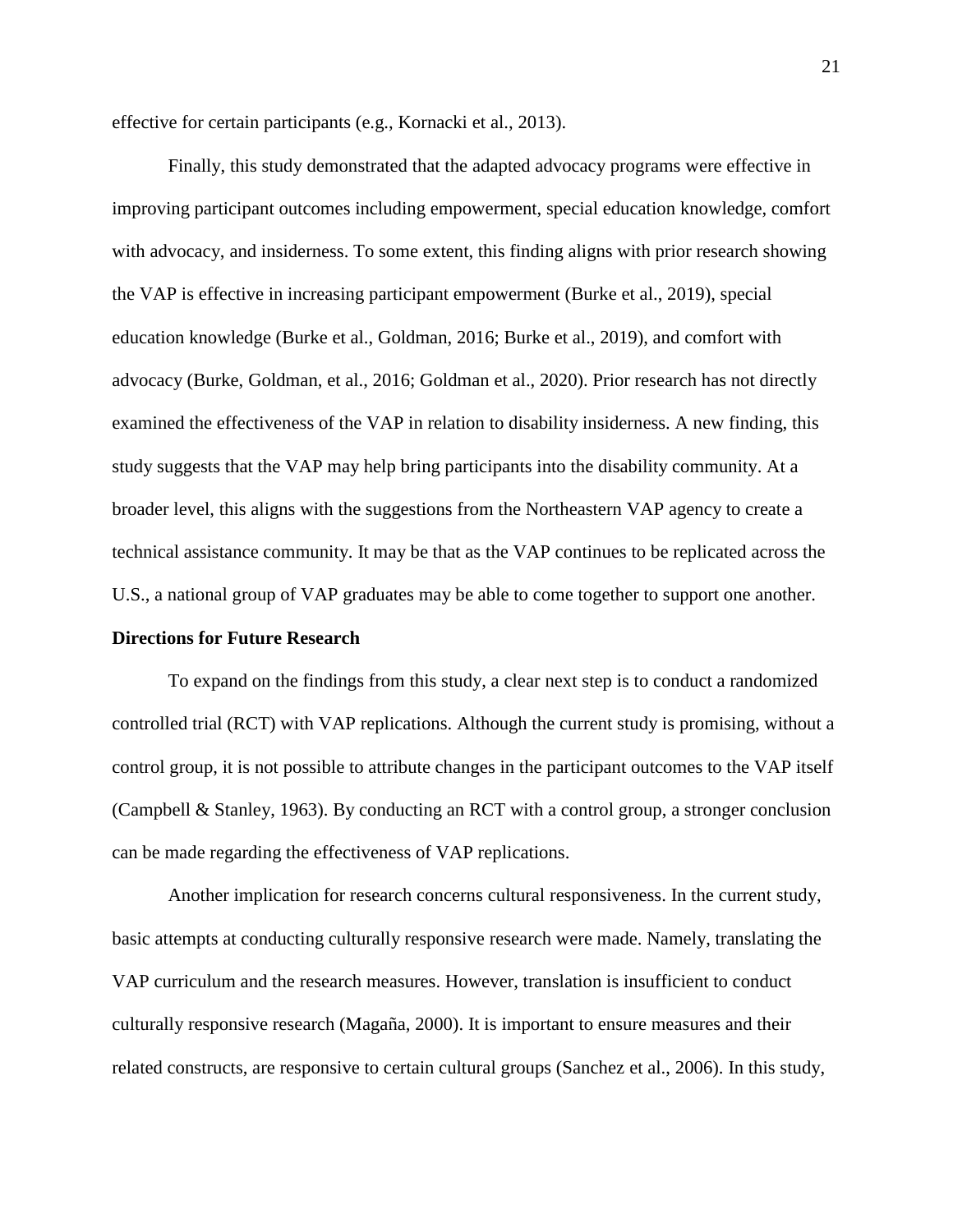effective for certain participants (e.g., Kornacki et al., 2013).

Finally, this study demonstrated that the adapted advocacy programs were effective in improving participant outcomes including empowerment, special education knowledge, comfort with advocacy, and insiderness. To some extent, this finding aligns with prior research showing the VAP is effective in increasing participant empowerment (Burke et al., 2019), special education knowledge (Burke et al., Goldman, 2016; Burke et al., 2019), and comfort with advocacy (Burke, Goldman, et al., 2016; Goldman et al., 2020). Prior research has not directly examined the effectiveness of the VAP in relation to disability insiderness. A new finding, this study suggests that the VAP may help bring participants into the disability community. At a broader level, this aligns with the suggestions from the Northeastern VAP agency to create a technical assistance community. It may be that as the VAP continues to be replicated across the U.S., a national group of VAP graduates may be able to come together to support one another.

**Directions for Future Research**

To expand on the findings from this study, a clear next step is to conduct a randomized controlled trial (RCT) with VAP replications. Although the current study is promising, without a control group, it is not possible to attribute changes in the participant outcomes to the VAP itself (Campbell & Stanley, 1963). By conducting an RCT with a control group, a stronger conclusion can be made regarding the effectiveness of VAP replications.

Another implication for research concerns cultural responsiveness. In the current study, basic attempts at conducting culturally responsive research were made. Namely, translating the VAP curriculum and the research measures. However, translation is insufficient to conduct culturally responsive research (Magaña, 2000). It is important to ensure measures and their related constructs, are responsive to certain cultural groups (Sanchez et al., 2006). In this study,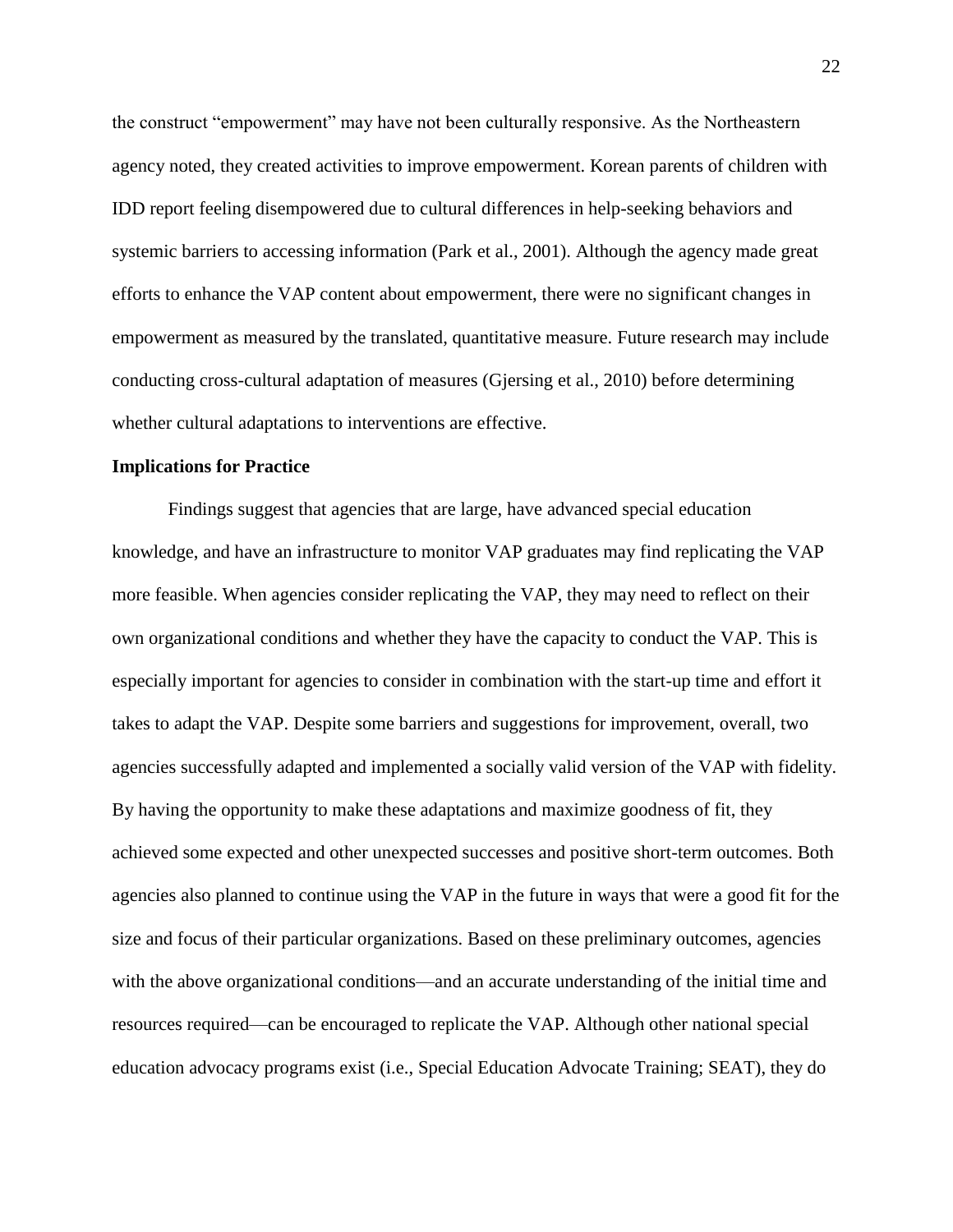the construct "empowerment" may have not been culturally responsive. As the Northeastern agency noted, they created activities to improve empowerment. Korean parents of children with IDD report feeling disempowered due to cultural differences in help-seeking behaviors and systemic barriers to accessing information (Park et al., 2001). Although the agency made great efforts to enhance the VAP content about empowerment, there were no significant changes in empowerment as measured by the translated, quantitative measure. Future research may include conducting cross-cultural adaptation of measures (Gjersing et al., 2010) before determining whether cultural adaptations to interventions are effective.

**Implications for Practice**

Findings suggest that agencies that are large, have advanced special education knowledge, and have an infrastructure to monitor VAP graduates may find replicating the VAP more feasible. When agencies consider replicating the VAP, they may need to reflect on their own organizational conditions and whether they have the capacity to conduct the VAP. This is especially important for agencies to consider in combination with the start-up time and effort it takes to adapt the VAP. Despite some barriers and suggestions for improvement, overall, two agencies successfully adapted and implemented a socially valid version of the VAP with fidelity. By having the opportunity to make these adaptations and maximize goodness of fit, they achieved some expected and other unexpected successes and positive short-term outcomes. Both agencies also planned to continue using the VAP in the future in ways that were a good fit for the size and focus of their particular organizations. Based on these preliminary outcomes, agencies with the above organizational conditions—and an accurate understanding of the initial time and resources required—can be encouraged to replicate the VAP. Although other national special education advocacy programs exist (i.e., Special Education Advocate Training; SEAT), they do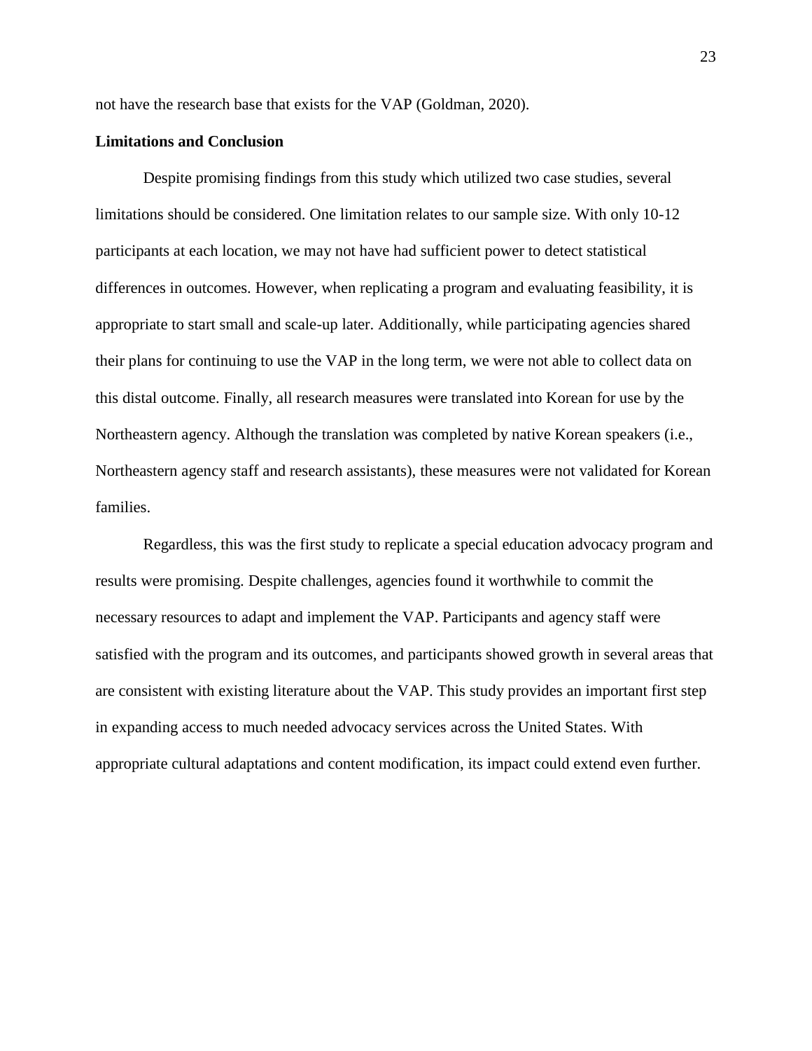not have the research base that exists for the VAP (Goldman, 2020).

## Limitations and Conclusion

Despite promising findings from this study which utilized two case studies, several limitations should be considered. One limitation relates to our sample size. With only 10-12 participants at each location, we may not have had sufficient power to detect statistical differences in outcomes. However, when replicating a program and evaluating feasibility, it is appropriate to start small and scale-up later. Additionally, while participating agencies shared their plans for continuing to use the VAP in the long term, we were not able to collect data on this distal outcome. Finally, all research measures were translated into Korean for use by the Northeastern agency. Although the translation was completed by native Korean speakers (i.e., Northeastern agency staff and research assistants), these measures were not validated for Korean families.

Regardless, this was the first study to replicate a special education advocacy program and results were promising. Despite challenges, agencies found it worthwhile to commit the necessary resources to adapt and implement the VAP. Participants and agency staff were satisfied with the program and its outcomes, and participants showed growth in several areas that are consistent with existing literature about the VAP. This study provides an important first step in expanding access to much needed advocacy services across the United States. With appropriate cultural adaptations and content modification, its impact could extend even further.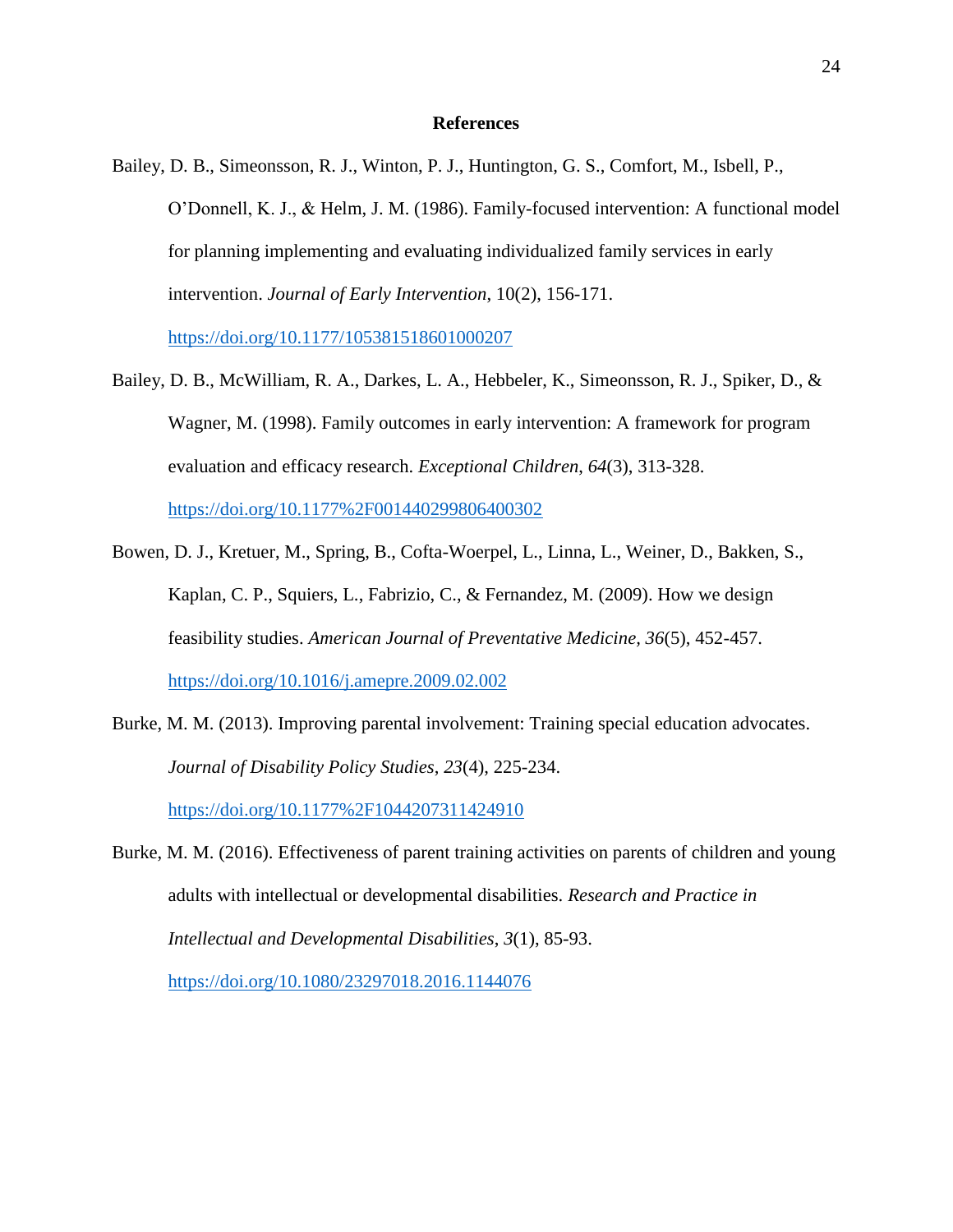# References

Bailey, D. B., Simeonsson, R. J., Winton, P. J., Huntington, G. S., Comfort, M., Isbell, P., O'Donnell, K. J., & Helm, J. M. (1986). Family-focused intervention: A functional model for planning implementing and evaluating individualized family services in early intervention. *Journal of Early Intervention*, 10(2), 156-171. https://doi.org/10.1177/105381518601000207

Bailey, D. B., McWilliam, R. A., Darkes, L. A., Hebbeler, K., Simeonsson, R. J., Spiker, D., & Wagner, M. (1998). Family outcomes in early intervention: A framework for program evaluation and efficacy research. *Exceptional Children*, *64*(3), 313-328. https://doi.org/10.1177%2F001440299806400302

Bowen, D. J., Kretuer, M., Spring, B., Cofta-Woerpel, L., Linna, L., Weiner, D., Bakken, S., Kaplan, C. P., Squiers, L., Fabrizio, C., & Fernandez, M. (2009). How we design feasibility studies. *American Journal of Preventative Medicine*, *36*(5), 452-457. https://doi.org/10.1016/j.amepre.2009.02.002

Burke, M. M. (2013). Improving parental involvement: Training special education advocates. *Journal of Disability Policy Studies*, *23*(4), 225-234. https://doi.org/10.1177%2F1044207311424910

Burke, M. M. (2016). Effectiveness of parent training activities on parents of children and young adults with intellectual or developmental disabilities. *Research and Practice in Intellectual and Developmental Disabilities*, *3*(1), 85-93. https://doi.org/10.1080/23297018.2016.1144076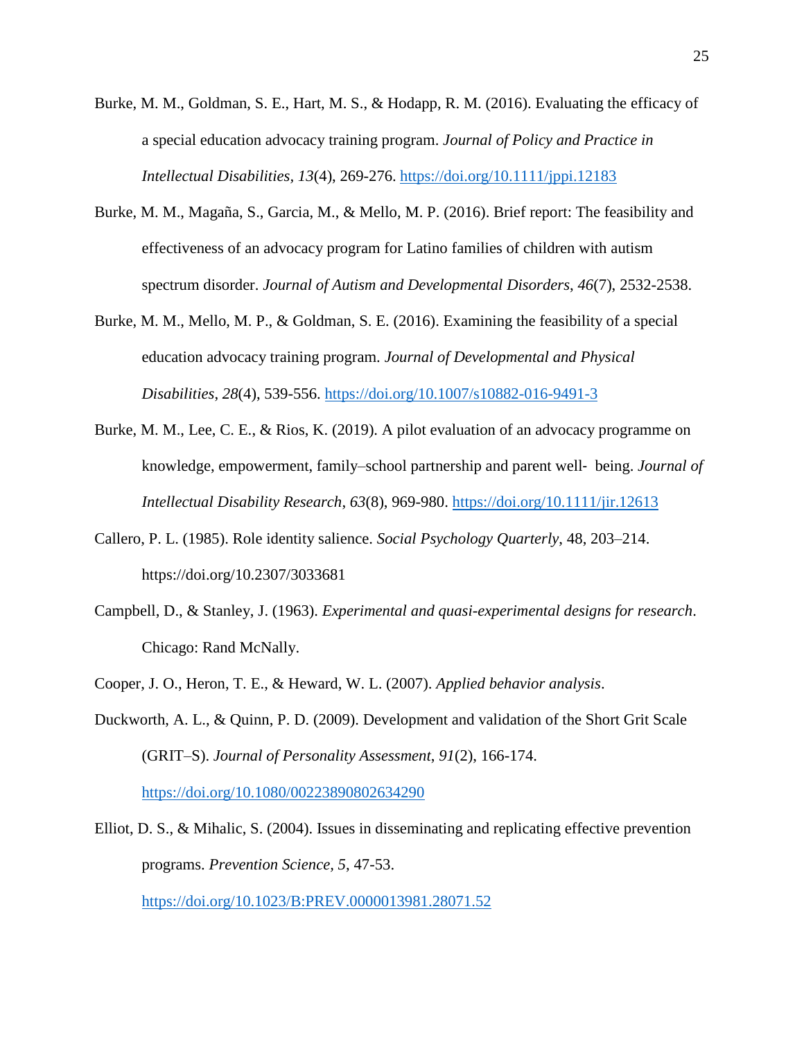Burke, M. M., Goldman, S. E., Hart, M. S., & Hodapp, R. M. (2016). Evaluating the efficacy of a special education advocacy training program. *Journal of Policy and Practice in Intellectual Disabilities*, *13*(4), 269-276. https://doi.org/10.1111/jppi.12183

Burke, M. M., Magaña, S., Garcia, M., & Mello, M. P. (2016). Brief report: The feasibility and effectiveness of an advocacy program for Latino families of children with autism spectrum disorder. *Journal of Autism and Developmental Disorders*, *46*(7), 2532-2538.

Burke, M. M., Mello, M. P., & Goldman, S. E. (2016). Examining the feasibility of a special education advocacy training program. *Journal of Developmental and Physical Disabilities*, *28*(4), 539-556. https://doi.org/10.1007/s10882-016-9491-3

Burke, M. M., Lee, C. E., & Rios, K. (2019). A pilot evaluation of an advocacy programme on knowledge, empowerment, family–school partnership and parent well- being. *Journal of Intellectual Disability Research*, *63*(8), 969-980. https://doi.org/10.1111/jir.12613

Callero, P. L. (1985). Role identity salience. *Social Psychology Quarterly*, 48, 203–214. https://doi.org/10.2307/3033681

Campbell, D., & Stanley, J. (1963). *Experimental and quasi-experimental designs for research*. Chicago: Rand McNally.

Cooper, J. O., Heron, T. E., & Heward, W. L. (2007). *Applied behavior analysis*.

Duckworth, A. L., & Quinn, P. D. (2009). Development and validation of the Short Grit Scale (GRIT–S). *Journal of Personality Assessment*, *91*(2), 166-174. https://doi.org/10.1080/00223890802634290

Elliot, D. S., & Mihalic, S. (2004). Issues in disseminating and replicating effective prevention programs. *Prevention Science*, *5*, 47-53. https://doi.org/10.1023/B:PREV.0000013981.28071.52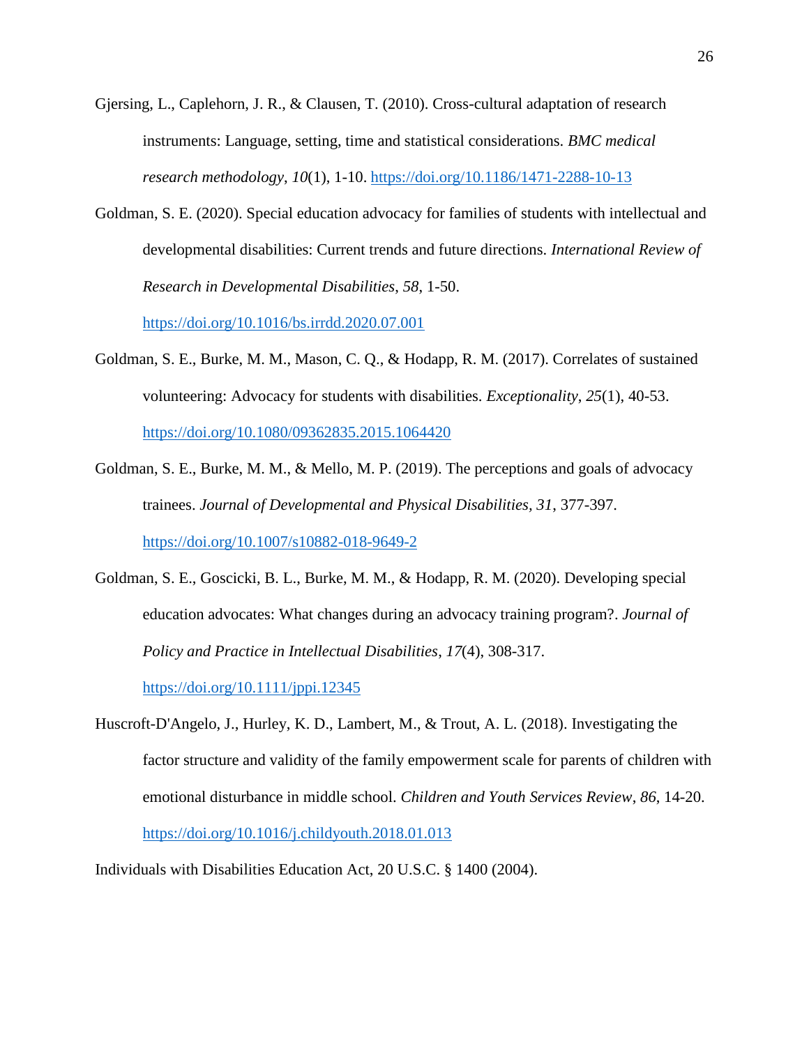Gjersing, L., Caplehorn, J. R., & Clausen, T. (2010). Cross-cultural adaptation of research instruments: Language, setting, time and statistical considerations. *BMC medical research methodology*, *10*(1), 1-10. https://doi.org/10.1186/1471-2288-10-13

Goldman, S. E. (2020). Special education advocacy for families of students with intellectual and developmental disabilities: Current trends and future directions. *International Review of Research in Developmental Disabilities*, *58*, 1-50. https://doi.org/10.1016/bs.irrdd.2020.07.001

Goldman, S. E., Burke, M. M., Mason, C. Q., & Hodapp, R. M. (2017). Correlates of sustained volunteering: Advocacy for students with disabilities. *Exceptionality*, *25*(1), 40-53. https://doi.org/10.1080/09362835.2015.1064420

Goldman, S. E., Burke, M. M., & Mello, M. P. (2019). The perceptions and goals of advocacy trainees. *Journal of Developmental and Physical Disabilities*, *31*, 377-397. https://doi.org/10.1007/s10882-018-9649-2

Goldman, S. E., Goscicki, B. L., Burke, M. M., & Hodapp, R. M. (2020). Developing special education advocates: What changes during an advocacy training program?. *Journal of Policy and Practice in Intellectual Disabilities*, *17*(4), 308-317. https://doi.org/10.1111/jppi.12345

Huscroft-D'Angelo, J., Hurley, K. D., Lambert, M., & Trout, A. L. (2018). Investigating the factor structure and validity of the family empowerment scale for parents of children with emotional disturbance in middle school. *Children and Youth Services Review*, *86*, 14-20. https://doi.org/10.1016/j.childyouth.2018.01.013

Individuals with Disabilities Education Act, 20 U.S.C. § 1400 (2004).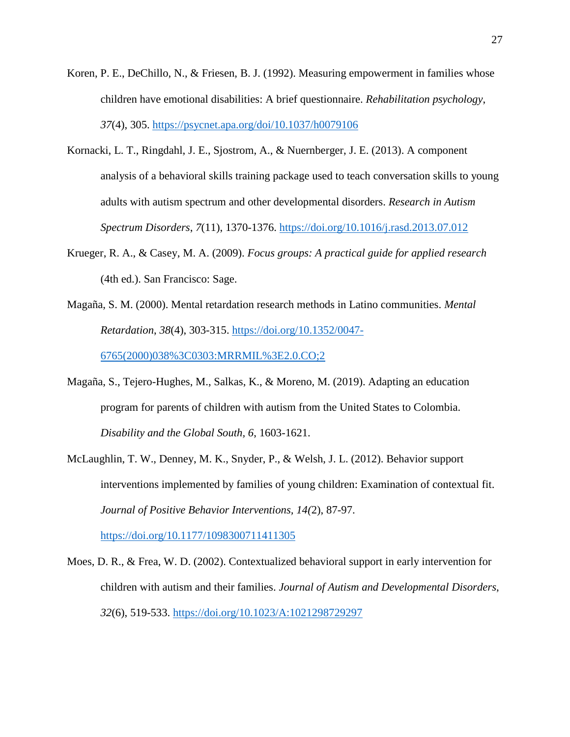Koren, P. E., DeChillo, N., & Friesen, B. J. (1992). Measuring empowerment in families whose children have emotional disabilities: A brief questionnaire. *Rehabilitation psychology*, *37*(4), 305. https://psycnet.apa.org/doi/10.1037/h0079106

Kornacki, L. T., Ringdahl, J. E., Sjostrom, A., & Nuernberger, J. E. (2013). A component analysis of a behavioral skills training package used to teach conversation skills to young adults with autism spectrum and other developmental disorders. *Research in Autism Spectrum Disorders*, *7*(11), 1370-1376. https://doi.org/10.1016/j.rasd.2013.07.012

Krueger, R. A., & Casey, M. A. (2009). *Focus groups: A practical guide for applied research* (4th ed.). San Francisco: Sage.

Magaña, S. M. (2000). Mental retardation research methods in Latino communities. *Mental Retardation*, *38*(4), 303-315. https://doi.org/10.1352/0047-6765(2000)038%3C0303:MRRMIL%3E2.0.CO;2

Magaña, S., Tejero-Hughes, M., Salkas, K., & Moreno, M. (2019). Adapting an education program for parents of children with autism from the United States to Colombia. *Disability and the Global South, 6*, 1603-1621.

McLaughlin, T. W., Denney, M. K., Snyder, P., & Welsh, J. L. (2012). Behavior support interventions implemented by families of young children: Examination of contextual fit. *Journal of Positive Behavior Interventions*, *14(*2), 87-97. https://doi.org/10.1177/1098300711411305

Moes, D. R., & Frea, W. D. (2002). Contextualized behavioral support in early intervention for children with autism and their families. *Journal of Autism and Developmental Disorders*, *32*(6), 519-533. https://doi.org/10.1023/A:1021298729297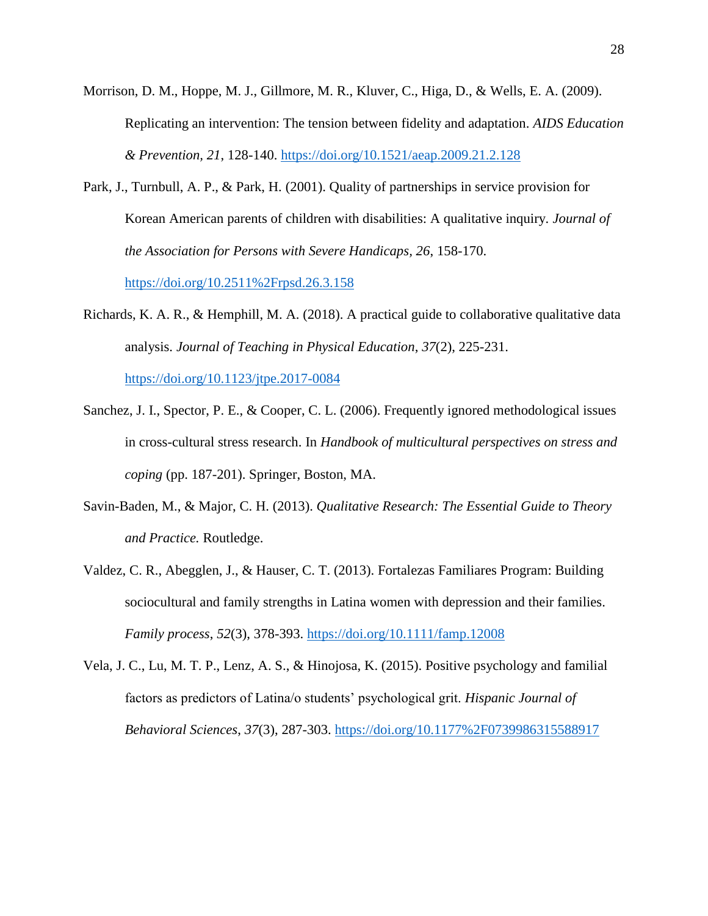Morrison, D. M., Hoppe, M. J., Gillmore, M. R., Kluver, C., Higa, D., & Wells, E. A. (2009). Replicating an intervention: The tension between fidelity and adaptation. *AIDS Education & Prevention*, *21*, 128-140. https://doi.org/10.1521/aeap.2009.21.2.128

Park, J., Turnbull, A. P., & Park, H. (2001). Quality of partnerships in service provision for Korean American parents of children with disabilities: A qualitative inquiry. *Journal of the Association for Persons with Severe Handicaps*, *26*, 158-170. https://doi.org/10.2511%2Frpsd.26.3.158

Richards, K. A. R., & Hemphill, M. A. (2018). A practical guide to collaborative qualitative data analysis. *Journal of Teaching in Physical Education*, *37*(2), 225-231. https://doi.org/10.1123/jtpe.2017-0084

Sanchez, J. I., Spector, P. E., & Cooper, C. L. (2006). Frequently ignored methodological issues in cross-cultural stress research. In *Handbook of multicultural perspectives on stress and coping* (pp. 187-201). Springer, Boston, MA.

Savin-Baden, M., & Major, C. H. (2013). *Qualitative Research: The Essential Guide to Theory and Practice.* Routledge.

Valdez, C. R., Abegglen, J., & Hauser, C. T. (2013). Fortalezas Familiares Program: Building sociocultural and family strengths in Latina women with depression and their families. *Family process*, *52*(3), 378-393. https://doi.org/10.1111/famp.12008

Vela, J. C., Lu, M. T. P., Lenz, A. S., & Hinojosa, K. (2015). Positive psychology and familial factors as predictors of Latina/o students' psychological grit. *Hispanic Journal of Behavioral Sciences*, *37*(3), 287-303. https://doi.org/10.1177%2F0739986315588917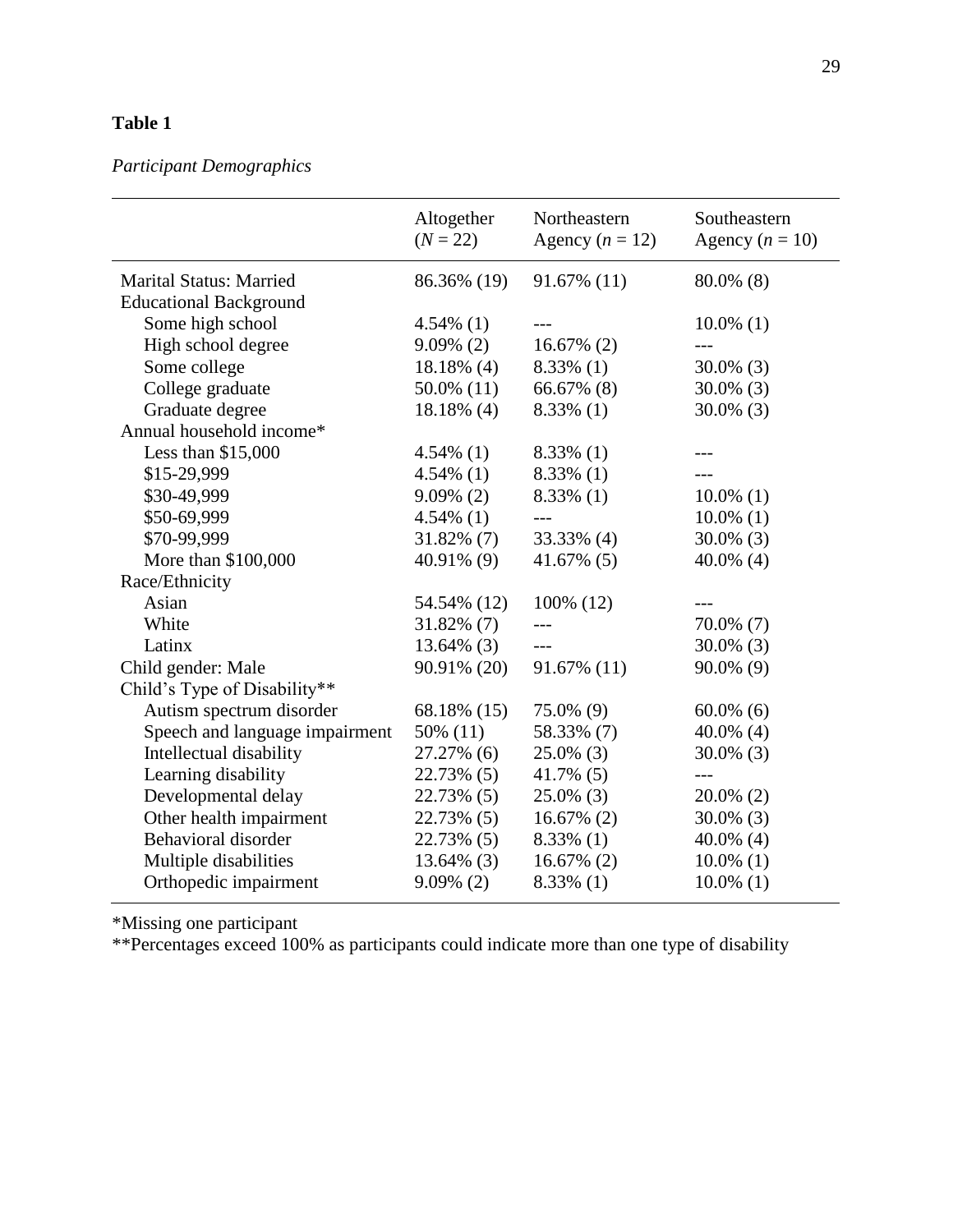**Table 1**

*Participant Demographics*

| | Altogether (*N* = 22) | Northeastern Agency (*n* = 12) | Southeastern Agency (*n* = 10) |
|---|---|---|---|
| Marital Status: Married | 86.36% (19) | 91.67% (11) | 80.0% (8) |
| Educational Background | | | |
| Some high school | 4.54% (1) | --- | 10.0% (1) |
| High school degree | 9.09% (2) | 16.67% (2) | --- |
| Some college | 18.18% (4) | 8.33% (1) | 30.0% (3) |
| College graduate | 50.0% (11) | 66.67% (8) | 30.0% (3) |
| Graduate degree | 18.18% (4) | 8.33% (1) | 30.0% (3) |
| Annual household income* | | | |
| Less than $15,000 | 4.54% (1) | 8.33% (1) | --- |
| $15-29,999 | 4.54% (1) | 8.33% (1) | --- |
| $30-49,999 | 9.09% (2) | 8.33% (1) | 10.0% (1) |
| $50-69,999 | 4.54% (1) | --- | 10.0% (1) |
| $70-99,999 | 31.82% (7) | 33.33% (4) | 30.0% (3) |
| More than $100,000 | 40.91% (9) | 41.67% (5) | 40.0% (4) |
| Race/Ethnicity | | | |
| Asian | 54.54% (12) | 100% (12) | --- |
| White | 31.82% (7) | --- | 70.0% (7) |
| Latinx | 13.64% (3) | --- | 30.0% (3) |
| Child gender: Male | 90.91% (20) | 91.67% (11) | 90.0% (9) |
| Child's Type of Disability** | | | |
| Autism spectrum disorder | 68.18% (15) | 75.0% (9) | 60.0% (6) |
| Speech and language impairment | 50% (11) | 58.33% (7) | 40.0% (4) |
| Intellectual disability | 27.27% (6) | 25.0% (3) | 30.0% (3) |
| Learning disability | 22.73% (5) | 41.7% (5) | --- |
| Developmental delay | 22.73% (5) | 25.0% (3) | 20.0% (2) |
| Other health impairment | 22.73% (5) | 16.67% (2) | 30.0% (3) |
| Behavioral disorder | 22.73% (5) | 8.33% (1) | 40.0% (4) |
| Multiple disabilities | 13.64% (3) | 16.67% (2) | 10.0% (1) |
| Orthopedic impairment | 9.09% (2) | 8.33% (1) | 10.0% (1) |

*Missing one participant

**Percentages exceed 100% as participants could indicate more than one type of disability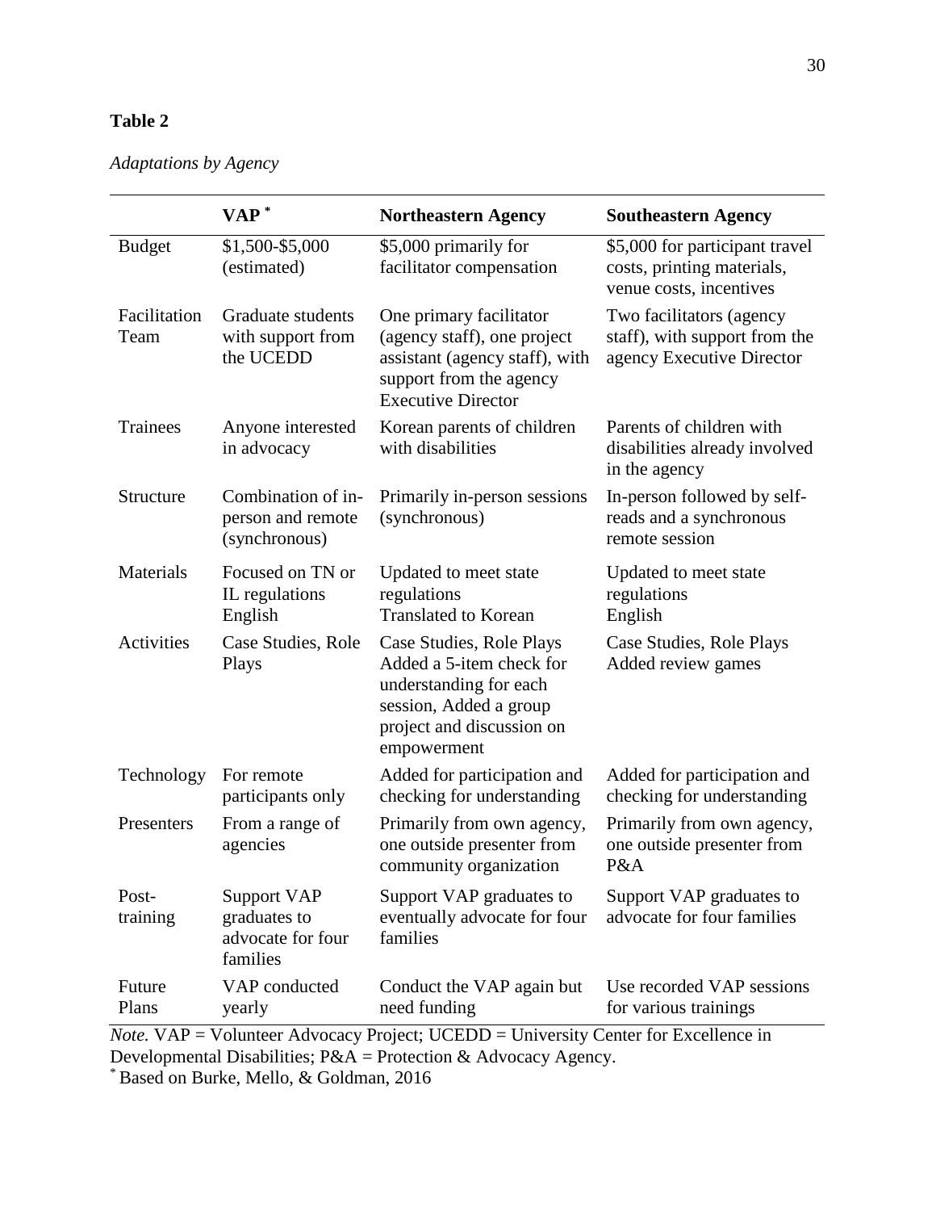**Table 2**

*Adaptations by Agency*

| | VAP [*] | Northeastern Agency | Southeastern Agency |
|---|---|---|---|
| Budget | \$1,500-\$5,000 (estimated) | \$5,000 primarily for facilitator compensation | \$5,000 for participant travel costs, printing materials, venue costs, incentives |
| Facilitation Team | Graduate students with support from the UCEDD | One primary facilitator (agency staff), one project assistant (agency staff), with support from the agency Executive Director | Two facilitators (agency staff), with support from the agency Executive Director |
| Trainees | Anyone interested in advocacy | Korean parents of children with disabilities | Parents of children with disabilities already involved in the agency |
| Structure | Combination of in-person and remote (synchronous) | Primarily in-person sessions (synchronous) | In-person followed by self-reads and a synchronous remote session |
| Materials | Focused on TN or IL regulations<br>English | Updated to meet state regulations<br>Translated to Korean | Updated to meet state regulations<br>English |
| Activities | Case Studies, Role Plays | Case Studies, Role Plays<br>Added a 5-item check for understanding for each session, Added a group project and discussion on empowerment | Case Studies, Role Plays<br>Added review games |
| Technology | For remote participants only | Added for participation and checking for understanding | Added for participation and checking for understanding |
| Presenters | From a range of agencies | Primarily from own agency, one outside presenter from community organization | Primarily from own agency, one outside presenter from P&A |
| Post-training | Support VAP graduates to advocate for four families | Support VAP graduates to eventually advocate for four families | Support VAP graduates to advocate for four families |
| Future Plans | VAP conducted yearly | Conduct the VAP again but need funding | Use recorded VAP sessions for various trainings |

*Note.* VAP = Volunteer Advocacy Project; UCEDD = University Center for Excellence in Developmental Disabilities; P&A = Protection & Advocacy Agency.

[*] Based on Burke, Mello, & Goldman, 2016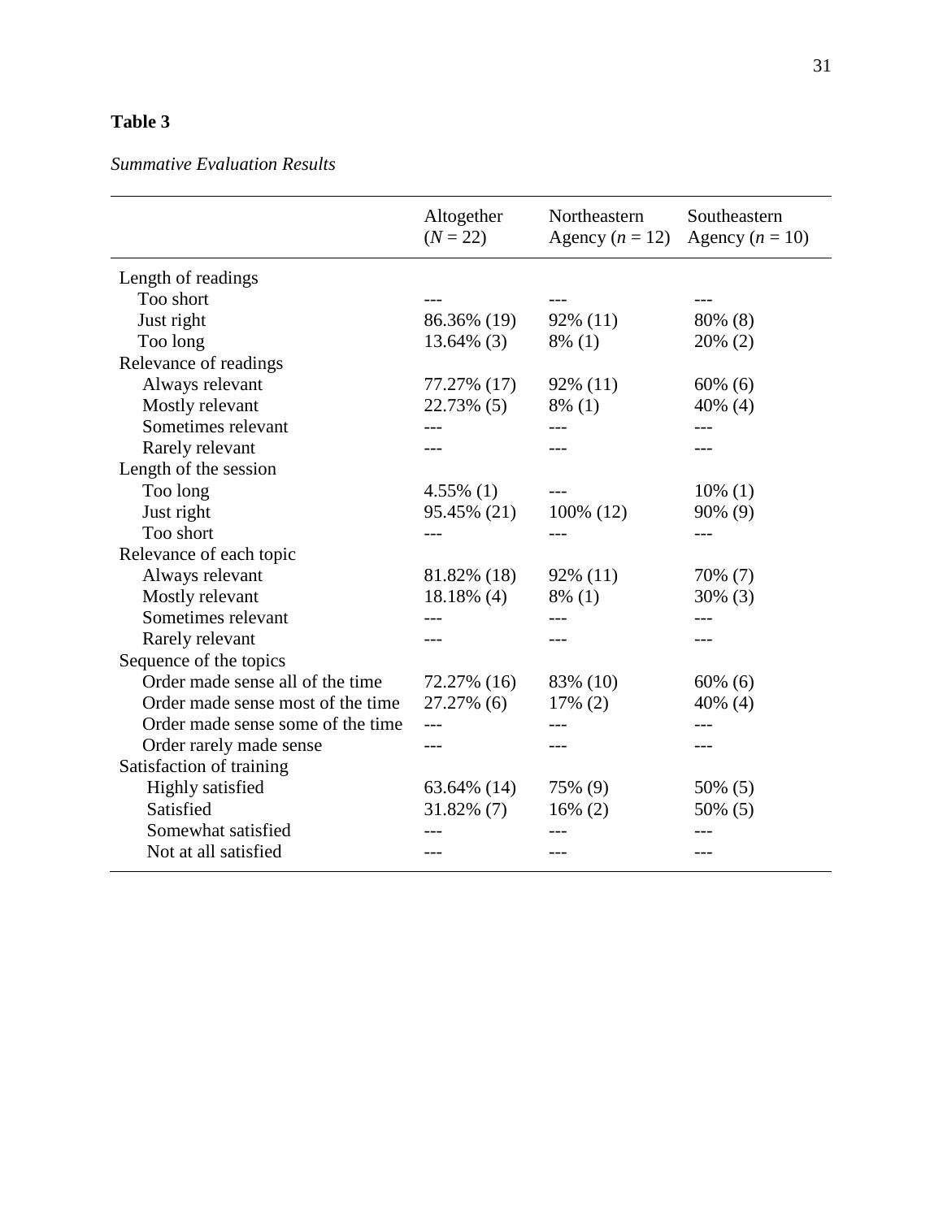**Table 3**

*Summative Evaluation Results*

| | Altogether ($N$ = 22) | Northeastern Agency ($n$ = 12) | Southeastern Agency ($n$ = 10) |
|---|---|---|---|
| Length of readings | | | |
| Too short | --- | --- | --- |
| Just right | 86.36% (19) | 92% (11) | 80% (8) |
| Too long | 13.64% (3) | 8% (1) | 20% (2) |
| Relevance of readings | | | |
| Always relevant | 77.27% (17) | 92% (11) | 60% (6) |
| Mostly relevant | 22.73% (5) | 8% (1) | 40% (4) |
| Sometimes relevant | --- | --- | --- |
| Rarely relevant | --- | --- | --- |
| Length of the session | | | |
| Too long | 4.55% (1) | --- | 10% (1) |
| Just right | 95.45% (21) | 100% (12) | 90% (9) |
| Too short | --- | --- | --- |
| Relevance of each topic | | | |
| Always relevant | 81.82% (18) | 92% (11) | 70% (7) |
| Mostly relevant | 18.18% (4) | 8% (1) | 30% (3) |
| Sometimes relevant | --- | --- | --- |
| Rarely relevant | --- | --- | --- |
| Sequence of the topics | | | |
| Order made sense all of the time | 72.27% (16) | 83% (10) | 60% (6) |
| Order made sense most of the time | 27.27% (6) | 17% (2) | 40% (4) |
| Order made sense some of the time | --- | --- | --- |
| Order rarely made sense | --- | --- | --- |
| Satisfaction of training | | | |
| Highly satisfied | 63.64% (14) | 75% (9) | 50% (5) |
| Satisfied | 31.82% (7) | 16% (2) | 50% (5) |
| Somewhat satisfied | --- | --- | --- |
| Not at all satisfied | --- | --- | --- |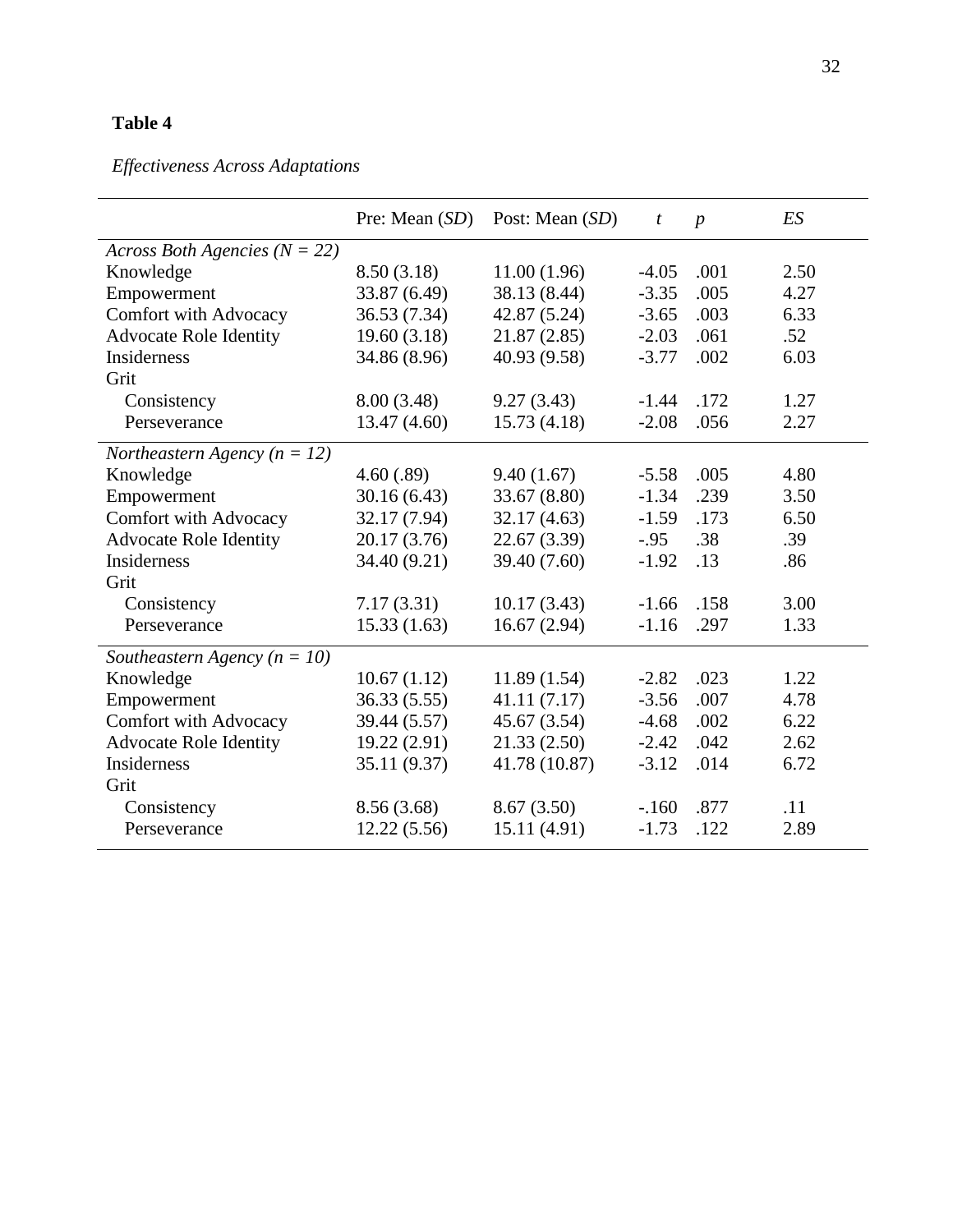**Table 4**

*Effectiveness Across Adaptations*

| | Pre: Mean (*SD*) | Post: Mean (*SD*) | *t* | *p* | *ES* |
|---|---|---|---|---|---|
| *Across Both Agencies (N = 22)* | | | | | |
| Knowledge | 8.50 (3.18) | 11.00 (1.96) | -4.05 | .001 | 2.50 |
| Empowerment | 33.87 (6.49) | 38.13 (8.44) | -3.35 | .005 | 4.27 |
| Comfort with Advocacy | 36.53 (7.34) | 42.87 (5.24) | -3.65 | .003 | 6.33 |
| Advocate Role Identity | 19.60 (3.18) | 21.87 (2.85) | -2.03 | .061 | .52 |
| Insiderness | 34.86 (8.96) | 40.93 (9.58) | -3.77 | .002 | 6.03 |
| Grit | | | | | |
| Consistency | 8.00 (3.48) | 9.27 (3.43) | -1.44 | .172 | 1.27 |
| Perseverance | 13.47 (4.60) | 15.73 (4.18) | -2.08 | .056 | 2.27 |
| *Northeastern Agency (n = 12)* | | | | | |
| Knowledge | 4.60 (.89) | 9.40 (1.67) | -5.58 | .005 | 4.80 |
| Empowerment | 30.16 (6.43) | 33.67 (8.80) | -1.34 | .239 | 3.50 |
| Comfort with Advocacy | 32.17 (7.94) | 32.17 (4.63) | -1.59 | .173 | 6.50 |
| Advocate Role Identity | 20.17 (3.76) | 22.67 (3.39) | -.95 | .38 | .39 |
| Insiderness | 34.40 (9.21) | 39.40 (7.60) | -1.92 | .13 | .86 |
| Grit | | | | | |
| Consistency | 7.17 (3.31) | 10.17 (3.43) | -1.66 | .158 | 3.00 |
| Perseverance | 15.33 (1.63) | 16.67 (2.94) | -1.16 | .297 | 1.33 |
| *Southeastern Agency (n = 10)* | | | | | |
| Knowledge | 10.67 (1.12) | 11.89 (1.54) | -2.82 | .023 | 1.22 |
| Empowerment | 36.33 (5.55) | 41.11 (7.17) | -3.56 | .007 | 4.78 |
| Comfort with Advocacy | 39.44 (5.57) | 45.67 (3.54) | -4.68 | .002 | 6.22 |
| Advocate Role Identity | 19.22 (2.91) | 21.33 (2.50) | -2.42 | .042 | 2.62 |
| Insiderness | 35.11 (9.37) | 41.78 (10.87) | -3.12 | .014 | 6.72 |
| Grit | | | | | |
| Consistency | 8.56 (3.68) | 8.67 (3.50) | -.160 | .877 | .11 |
| Perseverance | 12.22 (5.56) | 15.11 (4.91) | -1.73 | .122 | 2.89 |